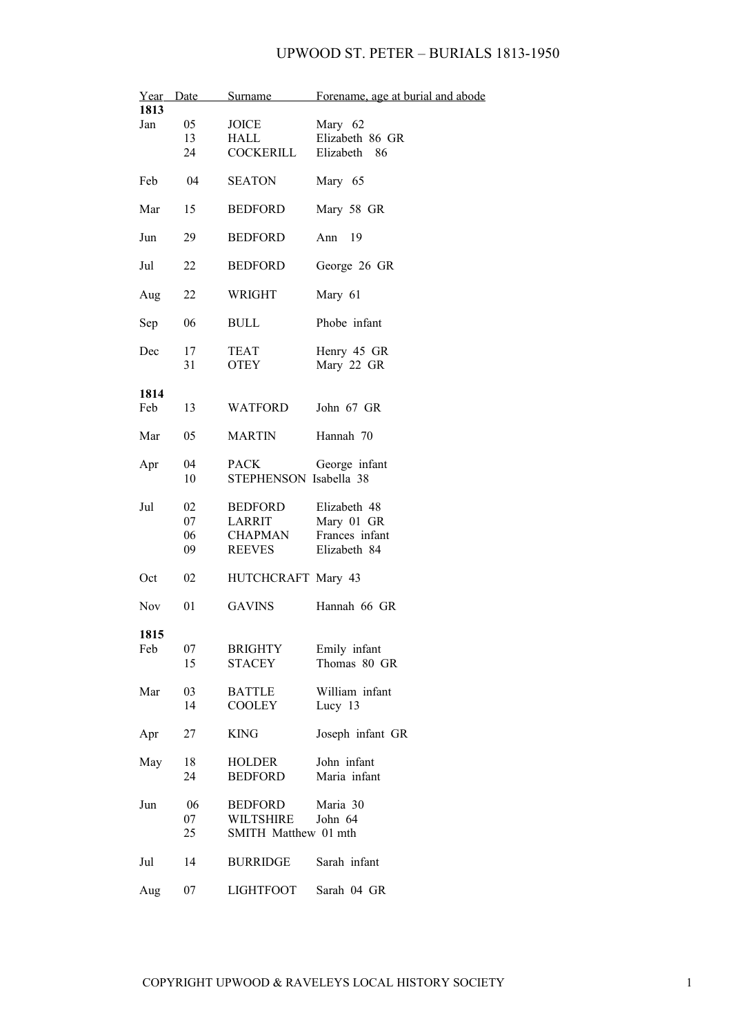# UPWOOD ST. PETER – BURIALS 1813-1950

| Year | Date | Surname | Forename, age at burial and abode |
|---|---|---|---|
| **1813** | | | |
| Jan | 05 | JOICE | Mary 62 |
| | 13 | HALL | Elizabeth 86 GR |
| | 24 | COCKERILL | Elizabeth 86 |
| Feb | 04 | SEATON | Mary 65 |
| Mar | 15 | BEDFORD | Mary 58 GR |
| Jun | 29 | BEDFORD | Ann 19 |
| Jul | 22 | BEDFORD | George 26 GR |
| Aug | 22 | WRIGHT | Mary 61 |
| Sep | 06 | BULL | Phobe infant |
| Dec | 17 | TEAT | Henry 45 GR |
| | 31 | OTEY | Mary 22 GR |
| **1814** | | | |
| Feb | 13 | WATFORD | John 67 GR |
| Mar | 05 | MARTIN | Hannah 70 |
| Apr | 04 | PACK | George infant |
| | 10 | STEPHENSON | Isabella 38 |
| Jul | 02 | BEDFORD | Elizabeth 48 |
| | 07 | LARRIT | Mary 01 GR |
| | 06 | CHAPMAN | Frances infant |
| | 09 | REEVES | Elizabeth 84 |
| Oct | 02 | HUTCHCRAFT | Mary 43 |
| Nov | 01 | GAVINS | Hannah 66 GR |
| **1815** | | | |
| Feb | 07 | BRIGHTY | Emily infant |
| | 15 | STACEY | Thomas 80 GR |
| Mar | 03 | BATTLE | William infant |
| | 14 | COOLEY | Lucy 13 |
| Apr | 27 | KING | Joseph infant GR |
| May | 18 | HOLDER | John infant |
| | 24 | BEDFORD | Maria infant |
| Jun | 06 | BEDFORD | Maria 30 |
| | 07 | WILTSHIRE | John 64 |
| | 25 | SMITH | Matthew 01 mth |
| Jul | 14 | BURRIDGE | Sarah infant |
| Aug | 07 | LIGHTFOOT | Sarah 04 GR |

COPYRIGHT UPWOOD & RAVELEYS LOCAL HISTORY SOCIETY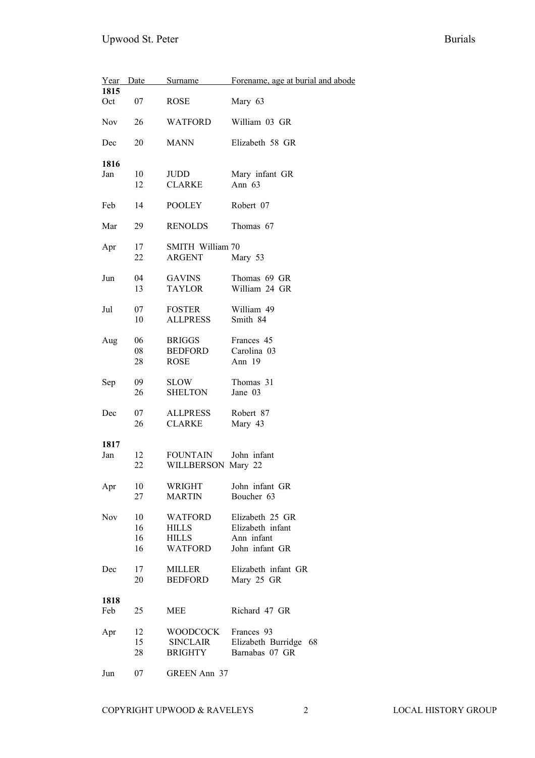| Year | Date | Surname | Forename, age at burial and abode |
|---|---|---|---|
| **1815** | | | |
| Oct | 07 | ROSE | Mary 63 |
| Nov | 26 | WATFORD | William 03 GR |
| Dec | 20 | MANN | Elizabeth 58 GR |
| **1816** | | | |
| Jan | 10 | JUDD | Mary infant GR |
| | 12 | CLARKE | Ann 63 |
| Feb | 14 | POOLEY | Robert 07 |
| Mar | 29 | RENOLDS | Thomas 67 |
| Apr | 17 | SMITH William 70 | |
| | 22 | ARGENT | Mary 53 |
| Jun | 04 | GAVINS | Thomas 69 GR |
| | 13 | TAYLOR | William 24 GR |
| Jul | 07 | FOSTER | William 49 |
| | 10 | ALLPRESS | Smith 84 |
| Aug | 06 | BRIGGS | Frances 45 |
| | 08 | BEDFORD | Carolina 03 |
| | 28 | ROSE | Ann 19 |
| Sep | 09 | SLOW | Thomas 31 |
| | 26 | SHELTON | Jane 03 |
| Dec | 07 | ALLPRESS | Robert 87 |
| | 26 | CLARKE | Mary 43 |
| **1817** | | | |
| Jan | 12 | FOUNTAIN | John infant |
| | 22 | WILLBERSON Mary 22 | |
| Apr | 10 | WRIGHT | John infant GR |
| | 27 | MARTIN | Boucher 63 |
| Nov | 10 | WATFORD | Elizabeth 25 GR |
| | 16 | HILLS | Elizabeth infant |
| | 16 | HILLS | Ann infant |
| | 16 | WATFORD | John infant GR |
| Dec | 17 | MILLER | Elizabeth infant GR |
| | 20 | BEDFORD | Mary 25 GR |
| **1818** | | | |
| Feb | 25 | MEE | Richard 47 GR |
| Apr | 12 | WOODCOCK | Frances 93 |
| | 15 | SINCLAIR | Elizabeth Burridge 68 |
| | 28 | BRIGHTY | Barnabas 07 GR |
| Jun | 07 | GREEN Ann 37 | |

COPYRIGHT UPWOOD & RAVELEYS LOCAL HISTORY GROUP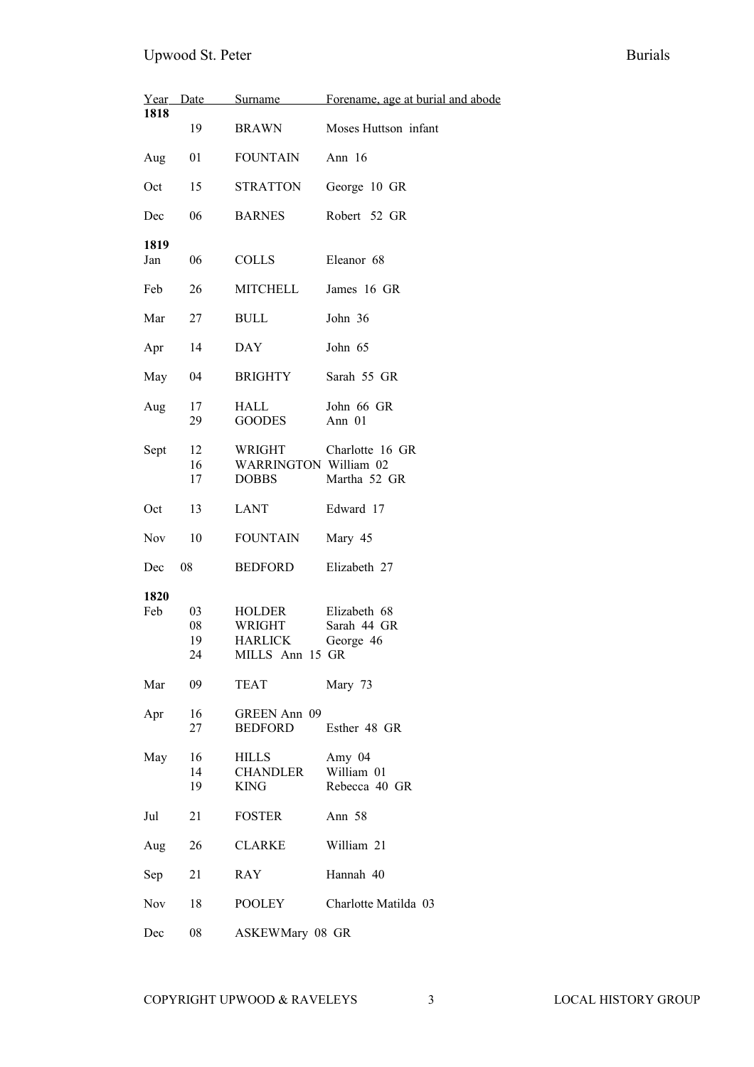| Year | Date | Surname | Forename, age at burial and abode |
|---|---|---|---|
| **1818** | | | |
| | 19 | BRAWN | Moses Huttson infant |
| Aug | 01 | FOUNTAIN | Ann 16 |
| Oct | 15 | STRATTON | George 10 GR |
| Dec | 06 | BARNES | Robert 52 GR |
| **1819** | | | |
| Jan | 06 | COLLS | Eleanor 68 |
| Feb | 26 | MITCHELL | James 16 GR |
| Mar | 27 | BULL | John 36 |
| Apr | 14 | DAY | John 65 |
| May | 04 | BRIGHTY | Sarah 55 GR |
| Aug | 17 | HALL | John 66 GR |
| | 29 | GOODES | Ann 01 |
| Sept | 12 | WRIGHT | Charlotte 16 GR |
| | 16 | WARRINGTON | William 02 |
| | 17 | DOBBS | Martha 52 GR |
| Oct | 13 | LANT | Edward 17 |
| Nov | 10 | FOUNTAIN | Mary 45 |
| Dec | 08 | BEDFORD | Elizabeth 27 |
| **1820** | | | |
| Feb | 03 | HOLDER | Elizabeth 68 |
| | 08 | WRIGHT | Sarah 44 GR |
| | 19 | HARLICK | George 46 |
| | 24 | MILLS Ann 15 GR | |
| Mar | 09 | TEAT | Mary 73 |
| Apr | 16 | GREEN Ann 09 | |
| | 27 | BEDFORD | Esther 48 GR |
| May | 16 | HILLS | Amy 04 |
| | 14 | CHANDLER | William 01 |
| | 19 | KING | Rebecca 40 GR |
| Jul | 21 | FOSTER | Ann 58 |
| Aug | 26 | CLARKE | William 21 |
| Sep | 21 | RAY | Hannah 40 |
| Nov | 18 | POOLEY | Charlotte Matilda 03 |
| Dec | 08 | ASKEWMary 08 GR | |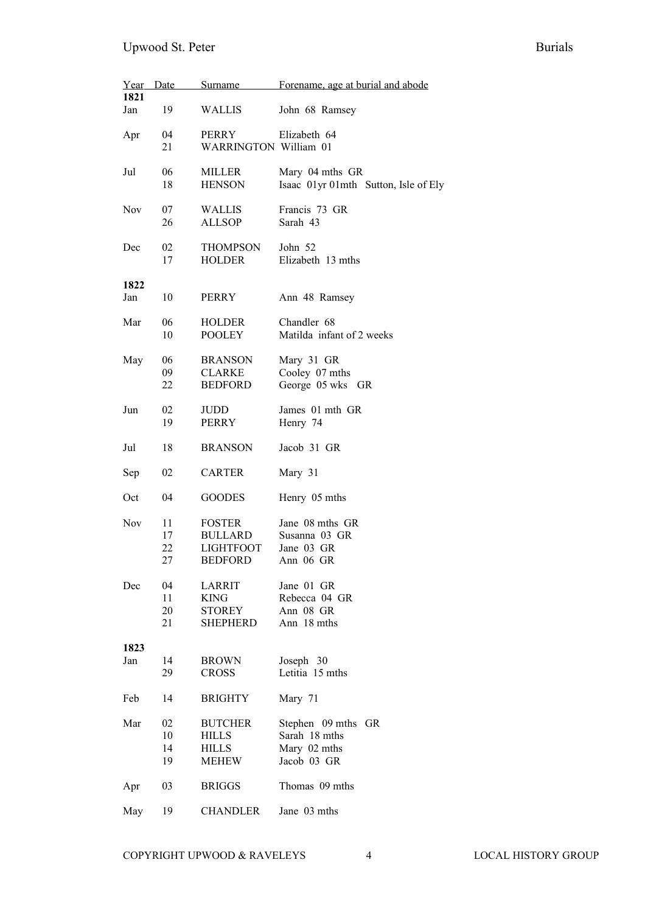| Year | Date | Surname | Forename, age at burial and abode |
|---|---|---|---|
| **1821** | | | |
| Jan | 19 | WALLIS | John 68 Ramsey |
| Apr | 04 | PERRY | Elizabeth 64 |
| | 21 | WARRINGTON | William 01 |
| Jul | 06 | MILLER | Mary 04 mths GR |
| | 18 | HENSON | Isaac 01yr 01mth Sutton, Isle of Ely |
| Nov | 07 | WALLIS | Francis 73 GR |
| | 26 | ALLSOP | Sarah 43 |
| Dec | 02 | THOMPSON | John 52 |
| | 17 | HOLDER | Elizabeth 13 mths |
| **1822** | | | |
| Jan | 10 | PERRY | Ann 48 Ramsey |
| Mar | 06 | HOLDER | Chandler 68 |
| | 10 | POOLEY | Matilda infant of 2 weeks |
| May | 06 | BRANSON | Mary 31 GR |
| | 09 | CLARKE | Cooley 07 mths |
| | 22 | BEDFORD | George 05 wks GR |
| Jun | 02 | JUDD | James 01 mth GR |
| | 19 | PERRY | Henry 74 |
| Jul | 18 | BRANSON | Jacob 31 GR |
| Sep | 02 | CARTER | Mary 31 |
| Oct | 04 | GOODES | Henry 05 mths |
| Nov | 11 | FOSTER | Jane 08 mths GR |
| | 17 | BULLARD | Susanna 03 GR |
| | 22 | LIGHTFOOT | Jane 03 GR |
| | 27 | BEDFORD | Ann 06 GR |
| Dec | 04 | LARRIT | Jane 01 GR |
| | 11 | KING | Rebecca 04 GR |
| | 20 | STOREY | Ann 08 GR |
| | 21 | SHEPHERD | Ann 18 mths |
| **1823** | | | |
| Jan | 14 | BROWN | Joseph 30 |
| | 29 | CROSS | Letitia 15 mths |
| Feb | 14 | BRIGHTY | Mary 71 |
| Mar | 02 | BUTCHER | Stephen 09 mths GR |
| | 10 | HILLS | Sarah 18 mths |
| | 14 | HILLS | Mary 02 mths |
| | 19 | MEHEW | Jacob 03 GR |
| Apr | 03 | BRIGGS | Thomas 09 mths |
| May | 19 | CHANDLER | Jane 03 mths |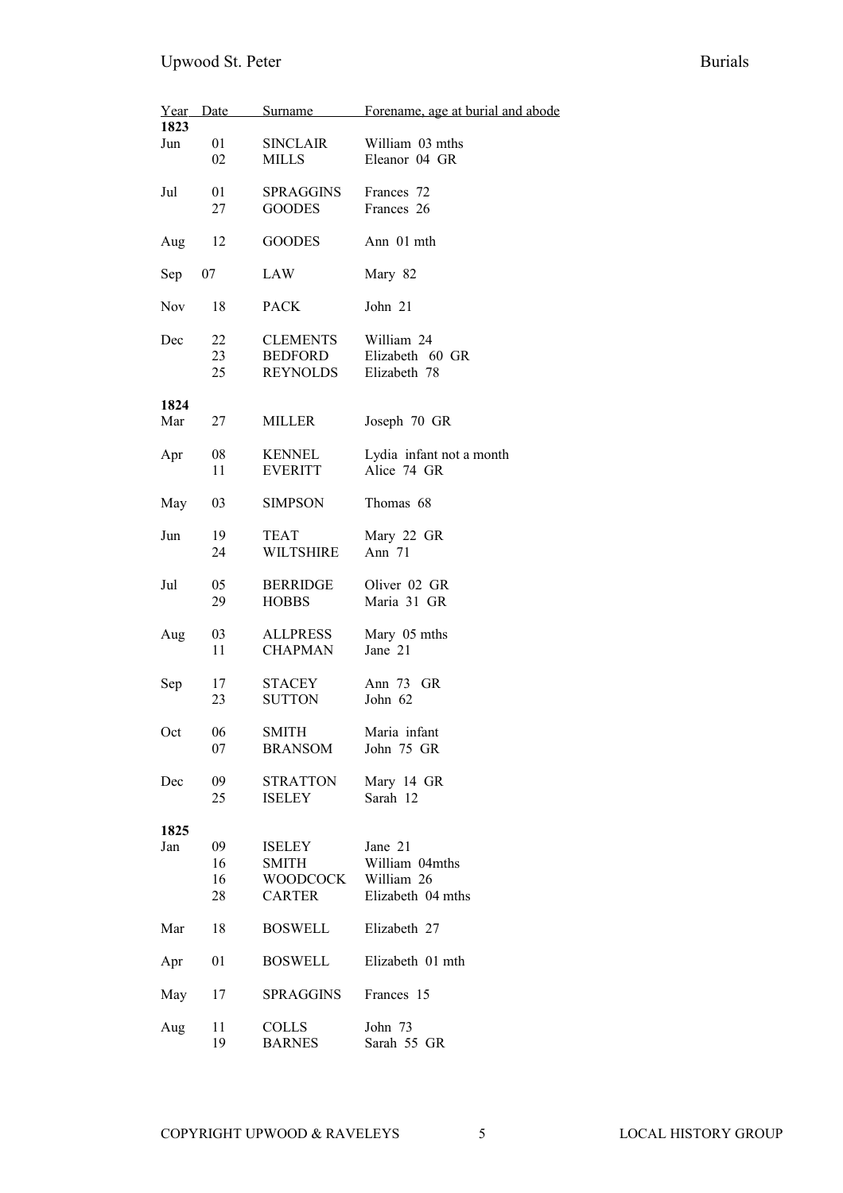| Year | Date | Surname | Forename, age at burial and abode |
|---|---|---|---|
| **1823** | | | |
| Jun | 01 | SINCLAIR | William 03 mths |
| | 02 | MILLS | Eleanor 04 GR |
| Jul | 01 | SPRAGGINS | Frances 72 |
| | 27 | GOODES | Frances 26 |
| Aug | 12 | GOODES | Ann 01 mth |
| Sep | 07 | LAW | Mary 82 |
| Nov | 18 | PACK | John 21 |
| Dec | 22 | CLEMENTS | William 24 |
| | 23 | BEDFORD | Elizabeth 60 GR |
| | 25 | REYNOLDS | Elizabeth 78 |
| **1824** | | | |
| Mar | 27 | MILLER | Joseph 70 GR |
| Apr | 08 | KENNEL | Lydia infant not a month |
| | 11 | EVERITT | Alice 74 GR |
| May | 03 | SIMPSON | Thomas 68 |
| Jun | 19 | TEAT | Mary 22 GR |
| | 24 | WILTSHIRE | Ann 71 |
| Jul | 05 | BERRIDGE | Oliver 02 GR |
| | 29 | HOBBS | Maria 31 GR |
| Aug | 03 | ALLPRESS | Mary 05 mths |
| | 11 | CHAPMAN | Jane 21 |
| Sep | 17 | STACEY | Ann 73 GR |
| | 23 | SUTTON | John 62 |
| Oct | 06 | SMITH | Maria infant |
| | 07 | BRANSOM | John 75 GR |
| Dec | 09 | STRATTON | Mary 14 GR |
| | 25 | ISELEY | Sarah 12 |
| **1825** | | | |
| Jan | 09 | ISELEY | Jane 21 |
| | 16 | SMITH | William 04mths |
| | 16 | WOODCOCK | William 26 |
| | 28 | CARTER | Elizabeth 04 mths |
| Mar | 18 | BOSWELL | Elizabeth 27 |
| Apr | 01 | BOSWELL | Elizabeth 01 mth |
| May | 17 | SPRAGGINS | Frances 15 |
| Aug | 11 | COLLS | John 73 |
| | 19 | BARNES | Sarah 55 GR |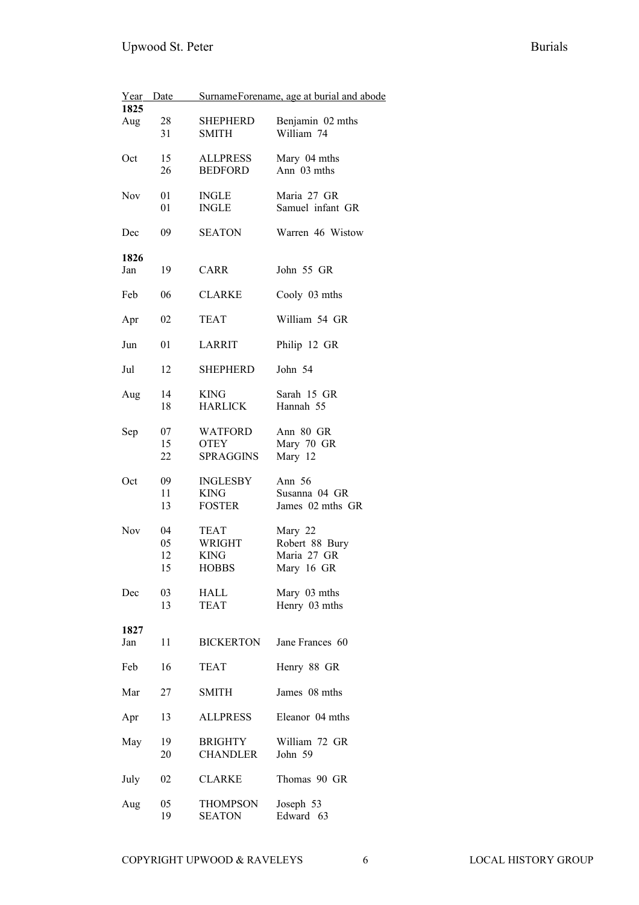| Year | Date | Surname | Forename, age at burial and abode |
|---|---|---|---|
| **1825** | | | |
| Aug | 28 | SHEPHERD | Benjamin 02 mths |
| | 31 | SMITH | William 74 |
| Oct | 15 | ALLPRESS | Mary 04 mths |
| | 26 | BEDFORD | Ann 03 mths |
| Nov | 01 | INGLE | Maria 27 GR |
| | 01 | INGLE | Samuel infant GR |
| Dec | 09 | SEATON | Warren 46 Wistow |
| **1826** | | | |
| Jan | 19 | CARR | John 55 GR |
| Feb | 06 | CLARKE | Cooly 03 mths |
| Apr | 02 | TEAT | William 54 GR |
| Jun | 01 | LARRIT | Philip 12 GR |
| Jul | 12 | SHEPHERD | John 54 |
| Aug | 14 | KING | Sarah 15 GR |
| | 18 | HARLICK | Hannah 55 |
| Sep | 07 | WATFORD | Ann 80 GR |
| | 15 | OTEY | Mary 70 GR |
| | 22 | SPRAGGINS | Mary 12 |
| Oct | 09 | INGLESBY | Ann 56 |
| | 11 | KING | Susanna 04 GR |
| | 13 | FOSTER | James 02 mths GR |
| Nov | 04 | TEAT | Mary 22 |
| | 05 | WRIGHT | Robert 88 Bury |
| | 12 | KING | Maria 27 GR |
| | 15 | HOBBS | Mary 16 GR |
| Dec | 03 | HALL | Mary 03 mths |
| | 13 | TEAT | Henry 03 mths |
| **1827** | | | |
| Jan | 11 | BICKERTON | Jane Frances 60 |
| Feb | 16 | TEAT | Henry 88 GR |
| Mar | 27 | SMITH | James 08 mths |
| Apr | 13 | ALLPRESS | Eleanor 04 mths |
| May | 19 | BRIGHTY | William 72 GR |
| | 20 | CHANDLER | John 59 |
| July | 02 | CLARKE | Thomas 90 GR |
| Aug | 05 | THOMPSON | Joseph 53 |
| | 19 | SEATON | Edward 63 |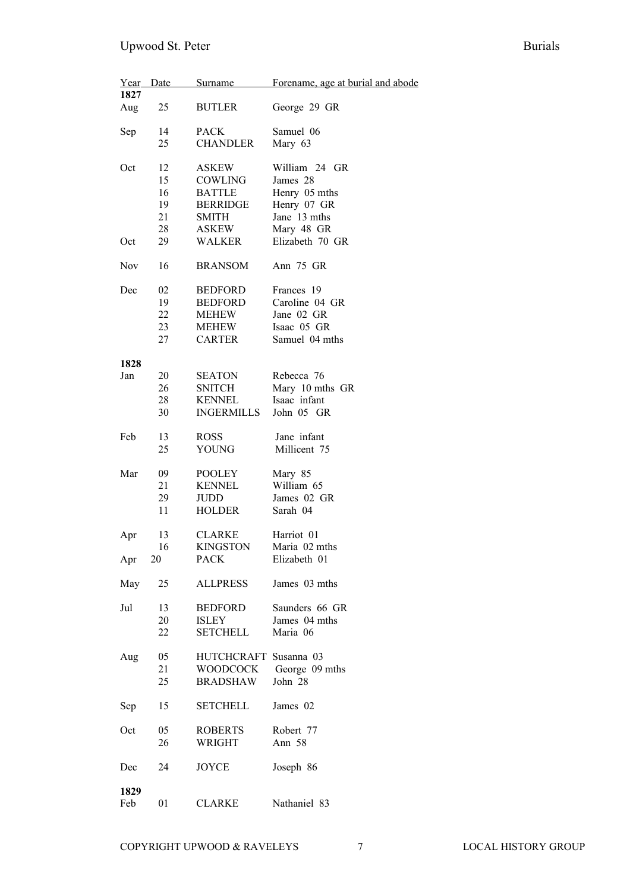| Year | Date | Surname | Forename, age at burial and abode |
|---|---|---|---|
| **1827** | | | |
| Aug | 25 | BUTLER | George 29 GR |
| Sep | 14 | PACK | Samuel 06 |
| | 25 | CHANDLER | Mary 63 |
| Oct | 12 | ASKEW | William 24 GR |
| | 15 | COWLING | James 28 |
| | 16 | BATTLE | Henry 05 mths |
| | 19 | BERRIDGE | Henry 07 GR |
| | 21 | SMITH | Jane 13 mths |
| | 28 | ASKEW | Mary 48 GR |
| Oct | 29 | WALKER | Elizabeth 70 GR |
| Nov | 16 | BRANSOM | Ann 75 GR |
| Dec | 02 | BEDFORD | Frances 19 |
| | 19 | BEDFORD | Caroline 04 GR |
| | 22 | MEHEW | Jane 02 GR |
| | 23 | MEHEW | Isaac 05 GR |
| | 27 | CARTER | Samuel 04 mths |
| **1828** | | | |
| Jan | 20 | SEATON | Rebecca 76 |
| | 26 | SNITCH | Mary 10 mths GR |
| | 28 | KENNEL | Isaac infant |
| | 30 | INGERMILLS | John 05 GR |
| Feb | 13 | ROSS | Jane infant |
| | 25 | YOUNG | Millicent 75 |
| Mar | 09 | POOLEY | Mary 85 |
| | 21 | KENNEL | William 65 |
| | 29 | JUDD | James 02 GR |
| | 11 | HOLDER | Sarah 04 |
| Apr | 13 | CLARKE | Harriot 01 |
| | 16 | KINGSTON | Maria 02 mths |
| Apr | 20 | PACK | Elizabeth 01 |
| May | 25 | ALLPRESS | James 03 mths |
| Jul | 13 | BEDFORD | Saunders 66 GR |
| | 20 | ISLEY | James 04 mths |
| | 22 | SETCHELL | Maria 06 |
| Aug | 05 | HUTCHCRAFT | Susanna 03 |
| | 21 | WOODCOCK | George 09 mths |
| | 25 | BRADSHAW | John 28 |
| Sep | 15 | SETCHELL | James 02 |
| Oct | 05 | ROBERTS | Robert 77 |
| | 26 | WRIGHT | Ann 58 |
| Dec | 24 | JOYCE | Joseph 86 |
| **1829** | | | |
| Feb | 01 | CLARKE | Nathaniel 83 |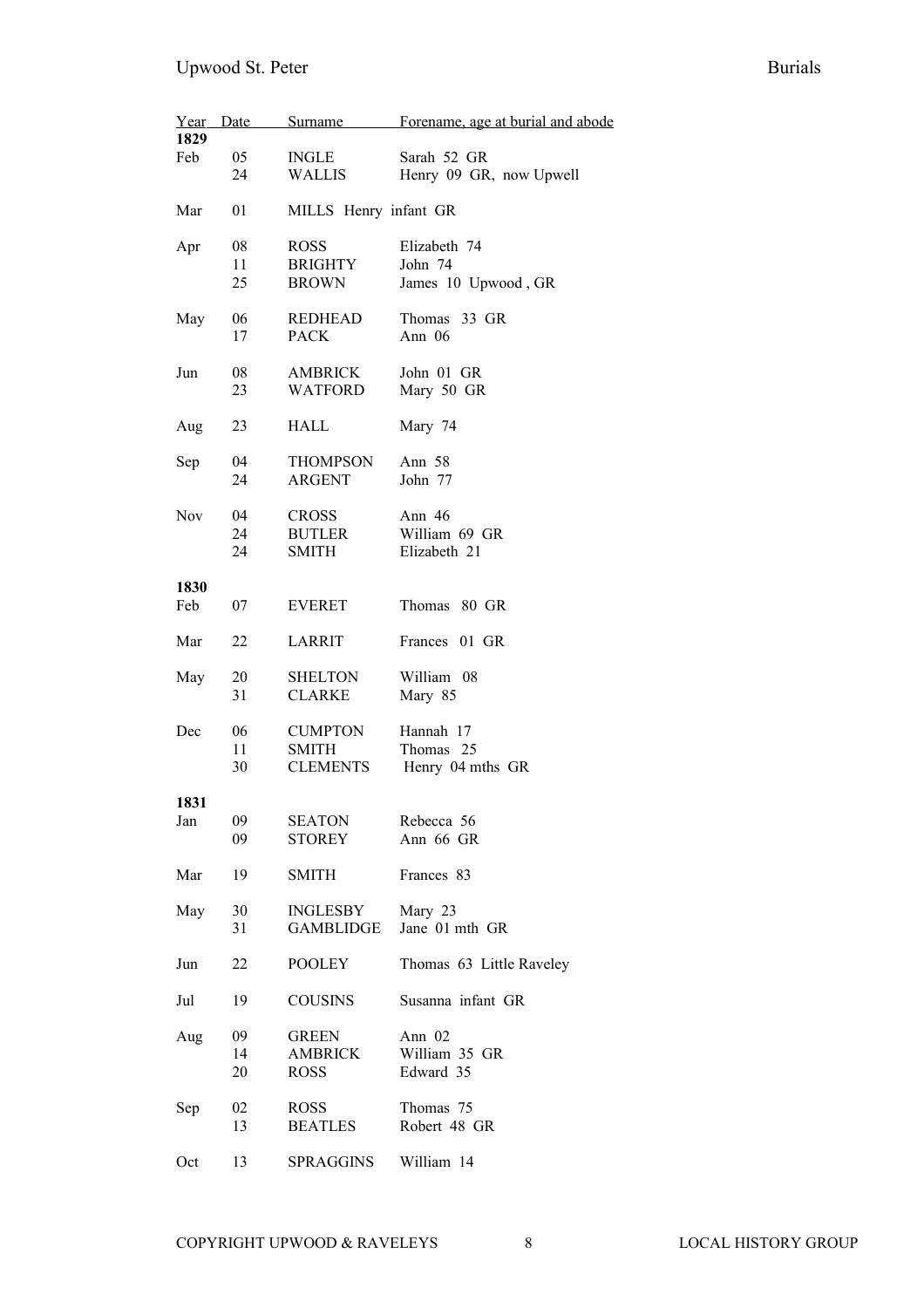| Year | Date | Surname | Forename, age at burial and abode |
|---|---|---|---|
| **1829** | | | |
| Feb | 05 | INGLE | Sarah 52 GR |
| | 24 | WALLIS | Henry 09 GR, now Upwell |
| Mar | 01 | MILLS Henry infant GR | |
| Apr | 08 | ROSS | Elizabeth 74 |
| | 11 | BRIGHTY | John 74 |
| | 25 | BROWN | James 10 Upwood , GR |
| May | 06 | REDHEAD | Thomas 33 GR |
| | 17 | PACK | Ann 06 |
| Jun | 08 | AMBRICK | John 01 GR |
| | 23 | WATFORD | Mary 50 GR |
| Aug | 23 | HALL | Mary 74 |
| Sep | 04 | THOMPSON | Ann 58 |
| | 24 | ARGENT | John 77 |
| Nov | 04 | CROSS | Ann 46 |
| | 24 | BUTLER | William 69 GR |
| | 24 | SMITH | Elizabeth 21 |
| **1830** | | | |
| Feb | 07 | EVERET | Thomas 80 GR |
| Mar | 22 | LARRIT | Frances 01 GR |
| May | 20 | SHELTON | William 08 |
| | 31 | CLARKE | Mary 85 |
| Dec | 06 | CUMPTON | Hannah 17 |
| | 11 | SMITH | Thomas 25 |
| | 30 | CLEMENTS | Henry 04 mths GR |
| **1831** | | | |
| Jan | 09 | SEATON | Rebecca 56 |
| | 09 | STOREY | Ann 66 GR |
| Mar | 19 | SMITH | Frances 83 |
| May | 30 | INGLESBY | Mary 23 |
| | 31 | GAMBLIDGE | Jane 01 mth GR |
| Jun | 22 | POOLEY | Thomas 63 Little Raveley |
| Jul | 19 | COUSINS | Susanna infant GR |
| Aug | 09 | GREEN | Ann 02 |
| | 14 | AMBRICK | William 35 GR |
| | 20 | ROSS | Edward 35 |
| Sep | 02 | ROSS | Thomas 75 |
| | 13 | BEATLES | Robert 48 GR |
| Oct | 13 | SPRAGGINS | William 14 |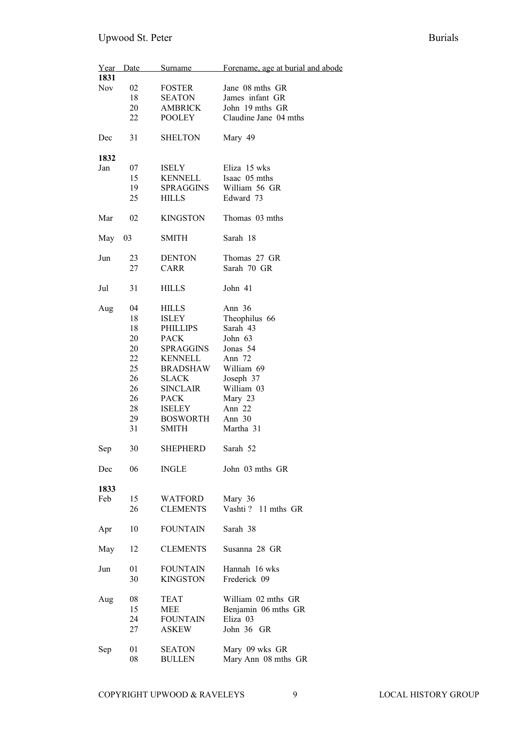| Year | Date | Surname | Forename, age at burial and abode |
|---|---|---|---|
| **1831** | | | |
| Nov | 02 | FOSTER | Jane 08 mths GR |
| | 18 | SEATON | James infant GR |
| | 20 | AMBRICK | John 19 mths GR |
| | 22 | POOLEY | Claudine Jane 04 mths |
| Dec | 31 | SHELTON | Mary 49 |
| **1832** | | | |
| Jan | 07 | ISELY | Eliza 15 wks |
| | 15 | KENNELL | Isaac 05 mths |
| | 19 | SPRAGGINS | William 56 GR |
| | 25 | HILLS | Edward 73 |
| Mar | 02 | KINGSTON | Thomas 03 mths |
| May | 03 | SMITH | Sarah 18 |
| Jun | 23 | DENTON | Thomas 27 GR |
| | 27 | CARR | Sarah 70 GR |
| Jul | 31 | HILLS | John 41 |
| Aug | 04 | HILLS | Ann 36 |
| | 18 | ISLEY | Theophilus 66 |
| | 18 | PHILLIPS | Sarah 43 |
| | 20 | PACK | John 63 |
| | 20 | SPRAGGINS | Jonas 54 |
| | 22 | KENNELL | Ann 72 |
| | 25 | BRADSHAW | William 69 |
| | 26 | SLACK | Joseph 37 |
| | 26 | SINCLAIR | William 03 |
| | 26 | PACK | Mary 23 |
| | 28 | ISELEY | Ann 22 |
| | 29 | BOSWORTH | Ann 30 |
| | 31 | SMITH | Martha 31 |
| Sep | 30 | SHEPHERD | Sarah 52 |
| Dec | 06 | INGLE | John 03 mths GR |
| **1833** | | | |
| Feb | 15 | WATFORD | Mary 36 |
| | 26 | CLEMENTS | Vashti ? 11 mths GR |
| Apr | 10 | FOUNTAIN | Sarah 38 |
| May | 12 | CLEMENTS | Susanna 28 GR |
| Jun | 01 | FOUNTAIN | Hannah 16 wks |
| | 30 | KINGSTON | Frederick 09 |
| Aug | 08 | TEAT | William 02 mths GR |
| | 15 | MEE | Benjamin 06 mths GR |
| | 24 | FOUNTAIN | Eliza 03 |
| | 27 | ASKEW | John 36 GR |
| Sep | 01 | SEATON | Mary 09 wks GR |
| | 08 | BULLEN | Mary Ann 08 mths GR |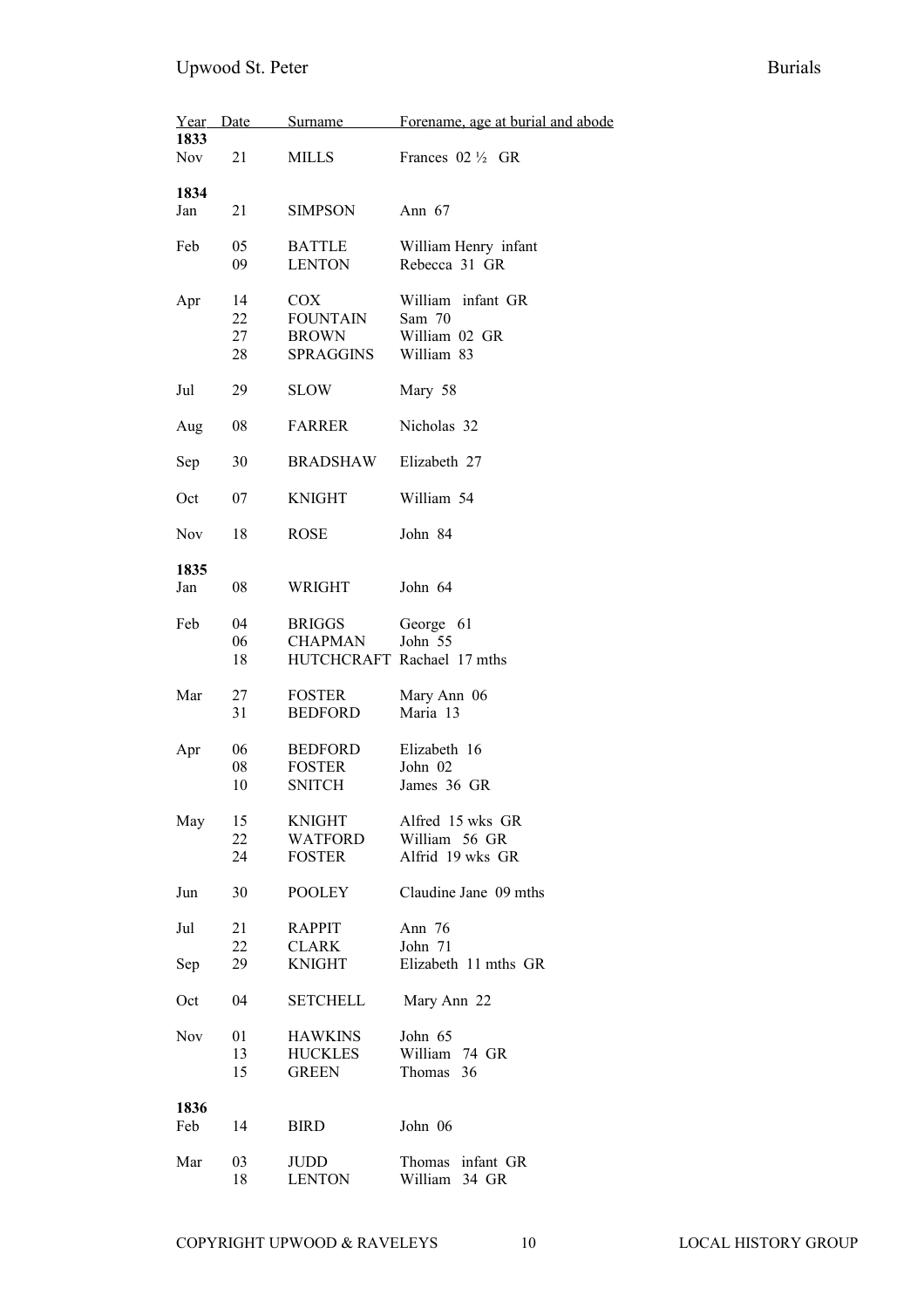| Year | Date | Surname | Forename, age at burial and abode |
|---|---|---|---|
| **1833** | | | |
| Nov | 21 | MILLS | Frances 02 ½ GR |
| **1834** | | | |
| Jan | 21 | SIMPSON | Ann 67 |
| Feb | 05 | BATTLE | William Henry infant |
| | 09 | LENTON | Rebecca 31 GR |
| Apr | 14 | COX | William infant GR |
| | 22 | FOUNTAIN | Sam 70 |
| | 27 | BROWN | William 02 GR |
| | 28 | SPRAGGINS | William 83 |
| Jul | 29 | SLOW | Mary 58 |
| Aug | 08 | FARRER | Nicholas 32 |
| Sep | 30 | BRADSHAW | Elizabeth 27 |
| Oct | 07 | KNIGHT | William 54 |
| Nov | 18 | ROSE | John 84 |
| **1835** | | | |
| Jan | 08 | WRIGHT | John 64 |
| Feb | 04 | BRIGGS | George 61 |
| | 06 | CHAPMAN | John 55 |
| | 18 | HUTCHCRAFT | Rachael 17 mths |
| Mar | 27 | FOSTER | Mary Ann 06 |
| | 31 | BEDFORD | Maria 13 |
| Apr | 06 | BEDFORD | Elizabeth 16 |
| | 08 | FOSTER | John 02 |
| | 10 | SNITCH | James 36 GR |
| May | 15 | KNIGHT | Alfred 15 wks GR |
| | 22 | WATFORD | William 56 GR |
| | 24 | FOSTER | Alfrid 19 wks GR |
| Jun | 30 | POOLEY | Claudine Jane 09 mths |
| Jul | 21 | RAPPIT | Ann 76 |
| | 22 | CLARK | John 71 |
| Sep | 29 | KNIGHT | Elizabeth 11 mths GR |
| Oct | 04 | SETCHELL | Mary Ann 22 |
| Nov | 01 | HAWKINS | John 65 |
| | 13 | HUCKLES | William 74 GR |
| | 15 | GREEN | Thomas 36 |
| **1836** | | | |
| Feb | 14 | BIRD | John 06 |
| Mar | 03 | JUDD | Thomas infant GR |
| | 18 | LENTON | William 34 GR |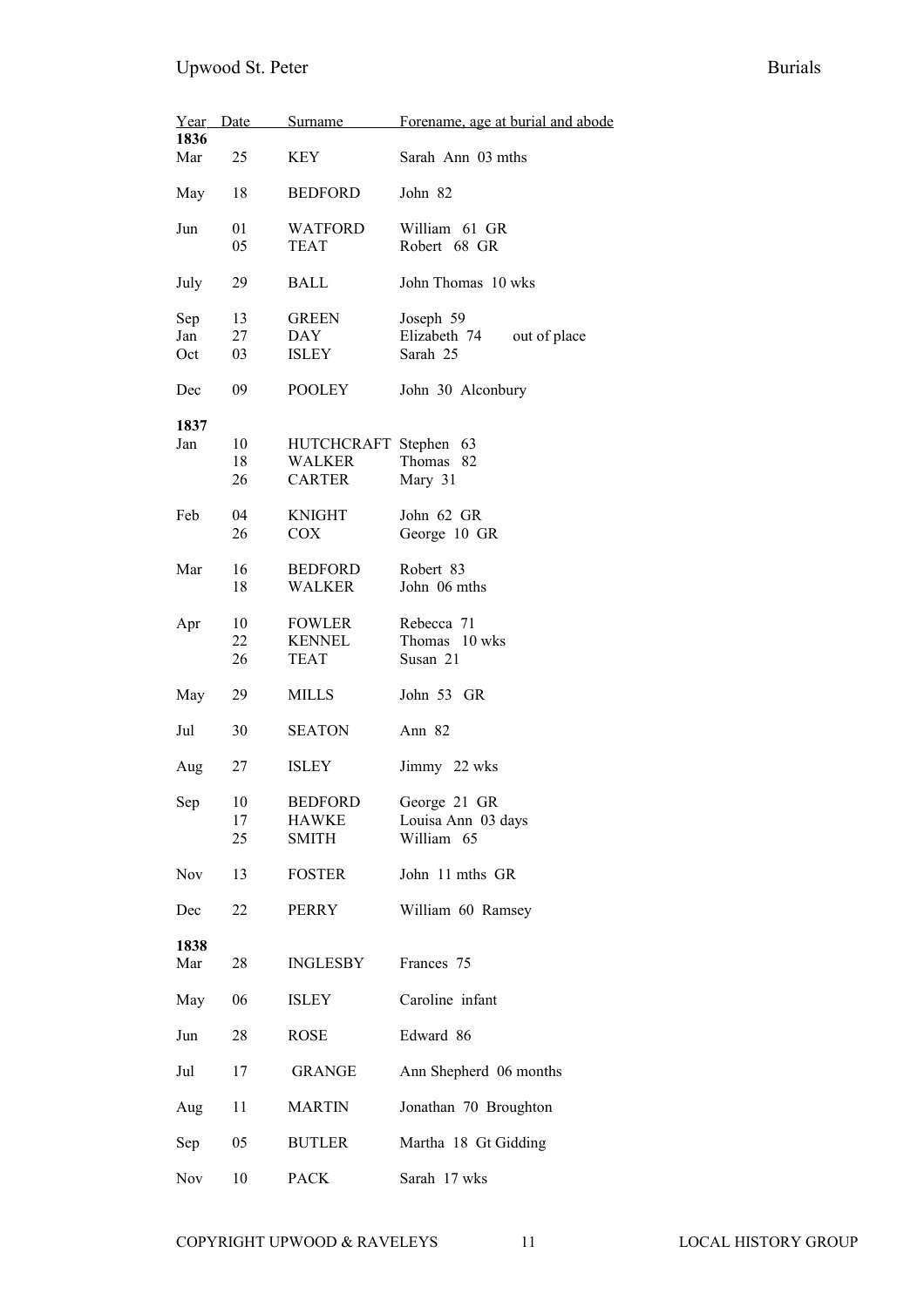| Year | Date | Surname | Forename, age at burial and abode |
|---|---|---|---|
| **1836** | | | |
| Mar | 25 | KEY | Sarah Ann 03 mths |
| May | 18 | BEDFORD | John 82 |
| Jun | 01 | WATFORD | William 61 GR |
| | 05 | TEAT | Robert 68 GR |
| July | 29 | BALL | John Thomas 10 wks |
| Sep | 13 | GREEN | Joseph 59 |
| Jan | 27 | DAY | Elizabeth 74 out of place |
| Oct | 03 | ISLEY | Sarah 25 |
| Dec | 09 | POOLEY | John 30 Alconbury |
| **1837** | | | |
| Jan | 10 | HUTCHCRAFT | Stephen 63 |
| | 18 | WALKER | Thomas 82 |
| | 26 | CARTER | Mary 31 |
| Feb | 04 | KNIGHT | John 62 GR |
| | 26 | COX | George 10 GR |
| Mar | 16 | BEDFORD | Robert 83 |
| | 18 | WALKER | John 06 mths |
| Apr | 10 | FOWLER | Rebecca 71 |
| | 22 | KENNEL | Thomas 10 wks |
| | 26 | TEAT | Susan 21 |
| May | 29 | MILLS | John 53 GR |
| Jul | 30 | SEATON | Ann 82 |
| Aug | 27 | ISLEY | Jimmy 22 wks |
| Sep | 10 | BEDFORD | George 21 GR |
| | 17 | HAWKE | Louisa Ann 03 days |
| | 25 | SMITH | William 65 |
| Nov | 13 | FOSTER | John 11 mths GR |
| Dec | 22 | PERRY | William 60 Ramsey |
| **1838** | | | |
| Mar | 28 | INGLESBY | Frances 75 |
| May | 06 | ISLEY | Caroline infant |
| Jun | 28 | ROSE | Edward 86 |
| Jul | 17 | GRANGE | Ann Shepherd 06 months |
| Aug | 11 | MARTIN | Jonathan 70 Broughton |
| Sep | 05 | BUTLER | Martha 18 Gt Gidding |
| Nov | 10 | PACK | Sarah 17 wks |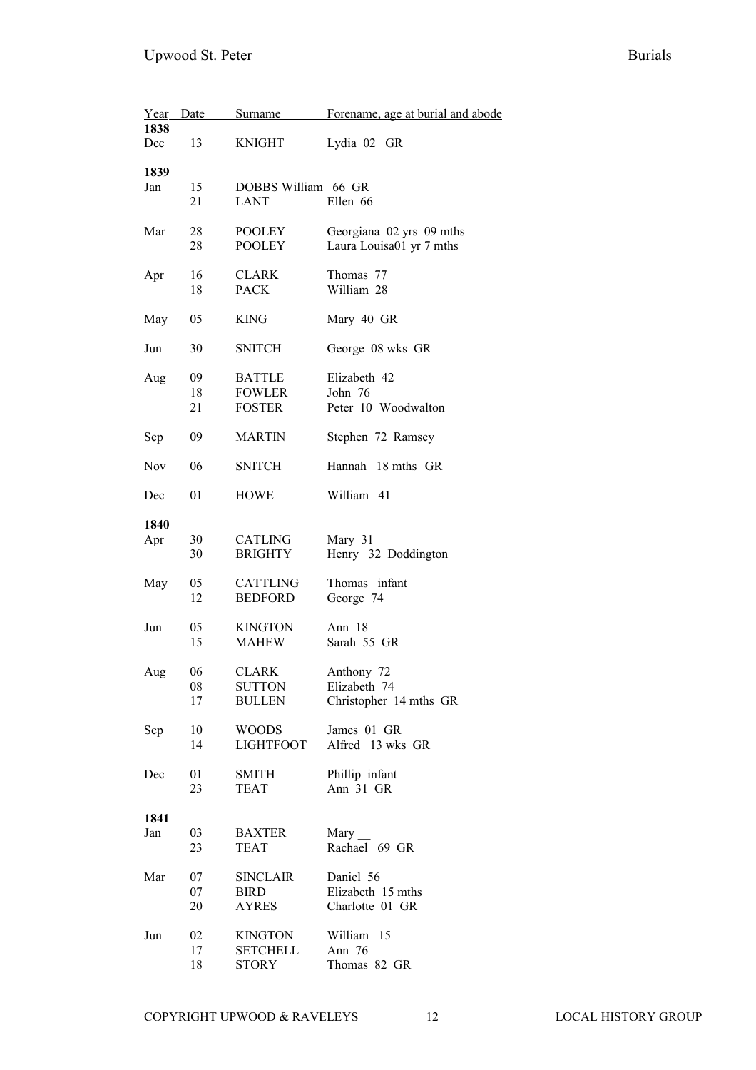| Year | Date | Surname | Forename, age at burial and abode |
|---|---|---|---|
| **1838** | | | |
| Dec | 13 | KNIGHT | Lydia 02 GR |
| **1839** | | | |
| Jan | 15 | DOBBS William 66 GR | |
| | 21 | LANT | Ellen 66 |
| Mar | 28 | POOLEY | Georgiana 02 yrs 09 mths |
| | 28 | POOLEY | Laura Louisa01 yr 7 mths |
| Apr | 16 | CLARK | Thomas 77 |
| | 18 | PACK | William 28 |
| May | 05 | KING | Mary 40 GR |
| Jun | 30 | SNITCH | George 08 wks GR |
| Aug | 09 | BATTLE | Elizabeth 42 |
| | 18 | FOWLER | John 76 |
| | 21 | FOSTER | Peter 10 Woodwalton |
| Sep | 09 | MARTIN | Stephen 72 Ramsey |
| Nov | 06 | SNITCH | Hannah 18 mths GR |
| Dec | 01 | HOWE | William 41 |
| **1840** | | | |
| Apr | 30 | CATLING | Mary 31 |
| | 30 | BRIGHTY | Henry 32 Doddington |
| May | 05 | CATTLING | Thomas infant |
| | 12 | BEDFORD | George 74 |
| Jun | 05 | KINGTON | Ann 18 |
| | 15 | MAHEW | Sarah 55 GR |
| Aug | 06 | CLARK | Anthony 72 |
| | 08 | SUTTON | Elizabeth 74 |
| | 17 | BULLEN | Christopher 14 mths GR |
| Sep | 10 | WOODS | James 01 GR |
| | 14 | LIGHTFOOT | Alfred 13 wks GR |
| Dec | 01 | SMITH | Phillip infant |
| | 23 | TEAT | Ann 31 GR |
| **1841** | | | |
| Jan | 03 | BAXTER | Mary __ |
| | 23 | TEAT | Rachael 69 GR |
| Mar | 07 | SINCLAIR | Daniel 56 |
| | 07 | BIRD | Elizabeth 15 mths |
| | 20 | AYRES | Charlotte 01 GR |
| Jun | 02 | KINGTON | William 15 |
| | 17 | SETCHELL | Ann 76 |
| | 18 | STORY | Thomas 82 GR |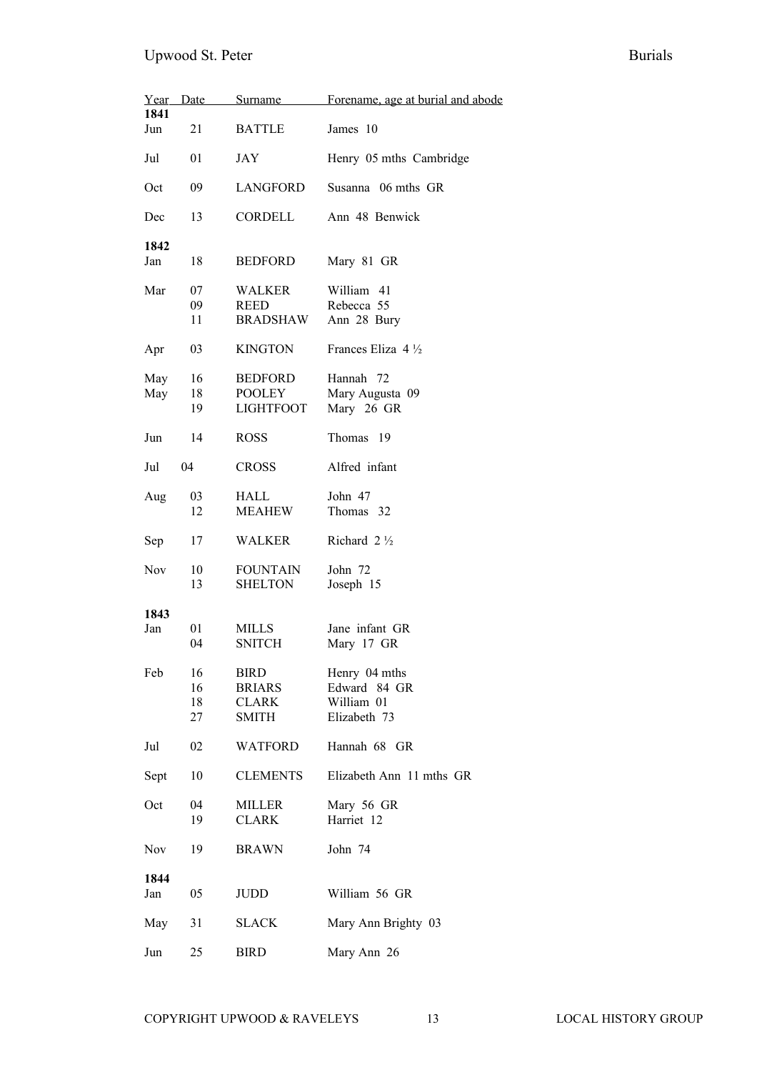| Year | Date | Surname | Forename, age at burial and abode |
|---|---|---|---|
| **1841** | | | |
| Jun | 21 | BATTLE | James 10 |
| Jul | 01 | JAY | Henry 05 mths Cambridge |
| Oct | 09 | LANGFORD | Susanna 06 mths GR |
| Dec | 13 | CORDELL | Ann 48 Benwick |
| **1842** | | | |
| Jan | 18 | BEDFORD | Mary 81 GR |
| Mar | 07 | WALKER | William 41 |
| | 09 | REED | Rebecca 55 |
| | 11 | BRADSHAW | Ann 28 Bury |
| Apr | 03 | KINGTON | Frances Eliza 4 ½ |
| May | 16 | BEDFORD | Hannah 72 |
| May | 18 | POOLEY | Mary Augusta 09 |
| | 19 | LIGHTFOOT | Mary 26 GR |
| Jun | 14 | ROSS | Thomas 19 |
| Jul | 04 | CROSS | Alfred infant |
| Aug | 03 | HALL | John 47 |
| | 12 | MEAHEW | Thomas 32 |
| Sep | 17 | WALKER | Richard 2 ½ |
| Nov | 10 | FOUNTAIN | John 72 |
| | 13 | SHELTON | Joseph 15 |
| **1843** | | | |
| Jan | 01 | MILLS | Jane infant GR |
| | 04 | SNITCH | Mary 17 GR |
| Feb | 16 | BIRD | Henry 04 mths |
| | 16 | BRIARS | Edward 84 GR |
| | 18 | CLARK | William 01 |
| | 27 | SMITH | Elizabeth 73 |
| Jul | 02 | WATFORD | Hannah 68 GR |
| Sept | 10 | CLEMENTS | Elizabeth Ann 11 mths GR |
| Oct | 04 | MILLER | Mary 56 GR |
| | 19 | CLARK | Harriet 12 |
| Nov | 19 | BRAWN | John 74 |
| **1844** | | | |
| Jan | 05 | JUDD | William 56 GR |
| May | 31 | SLACK | Mary Ann Brighty 03 |
| Jun | 25 | BIRD | Mary Ann 26 |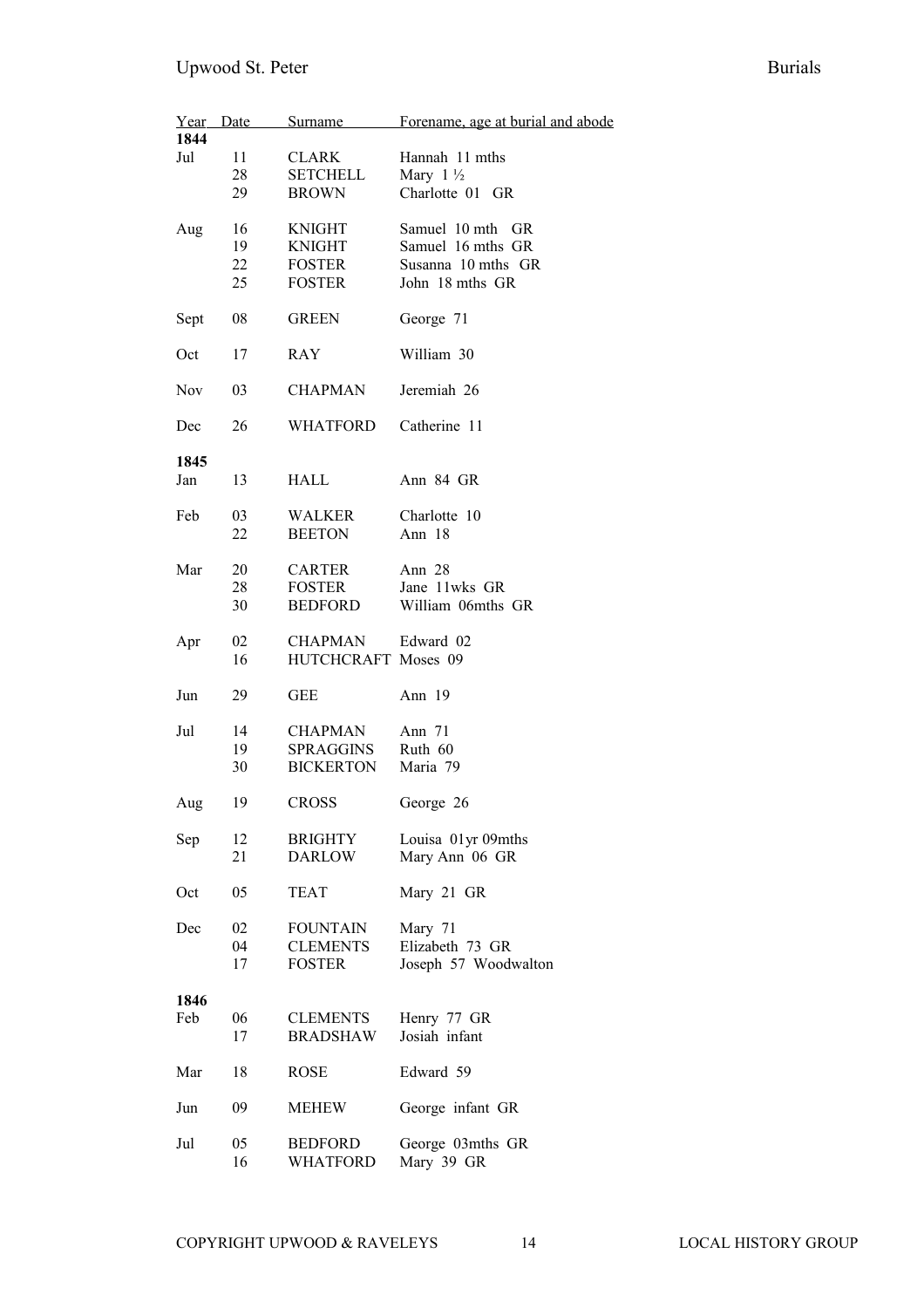| Year | Date | Surname | Forename, age at burial and abode |
|---|---|---|---|
| **1844** | | | |
| Jul | 11 | CLARK | Hannah 11 mths |
| | 28 | SETCHELL | Mary 1 ½ |
| | 29 | BROWN | Charlotte 01 GR |
| Aug | 16 | KNIGHT | Samuel 10 mth GR |
| | 19 | KNIGHT | Samuel 16 mths GR |
| | 22 | FOSTER | Susanna 10 mths GR |
| | 25 | FOSTER | John 18 mths GR |
| Sept | 08 | GREEN | George 71 |
| Oct | 17 | RAY | William 30 |
| Nov | 03 | CHAPMAN | Jeremiah 26 |
| Dec | 26 | WHATFORD | Catherine 11 |
| **1845** | | | |
| Jan | 13 | HALL | Ann 84 GR |
| Feb | 03 | WALKER | Charlotte 10 |
| | 22 | BEETON | Ann 18 |
| Mar | 20 | CARTER | Ann 28 |
| | 28 | FOSTER | Jane 11wks GR |
| | 30 | BEDFORD | William 06mths GR |
| Apr | 02 | CHAPMAN | Edward 02 |
| | 16 | HUTCHCRAFT | Moses 09 |
| Jun | 29 | GEE | Ann 19 |
| Jul | 14 | CHAPMAN | Ann 71 |
| | 19 | SPRAGGINS | Ruth 60 |
| | 30 | BICKERTON | Maria 79 |
| Aug | 19 | CROSS | George 26 |
| Sep | 12 | BRIGHTY | Louisa 01yr 09mths |
| | 21 | DARLOW | Mary Ann 06 GR |
| Oct | 05 | TEAT | Mary 21 GR |
| Dec | 02 | FOUNTAIN | Mary 71 |
| | 04 | CLEMENTS | Elizabeth 73 GR |
| | 17 | FOSTER | Joseph 57 Woodwalton |
| **1846** | | | |
| Feb | 06 | CLEMENTS | Henry 77 GR |
| | 17 | BRADSHAW | Josiah infant |
| Mar | 18 | ROSE | Edward 59 |
| Jun | 09 | MEHEW | George infant GR |
| Jul | 05 | BEDFORD | George 03mths GR |
| | 16 | WHATFORD | Mary 39 GR |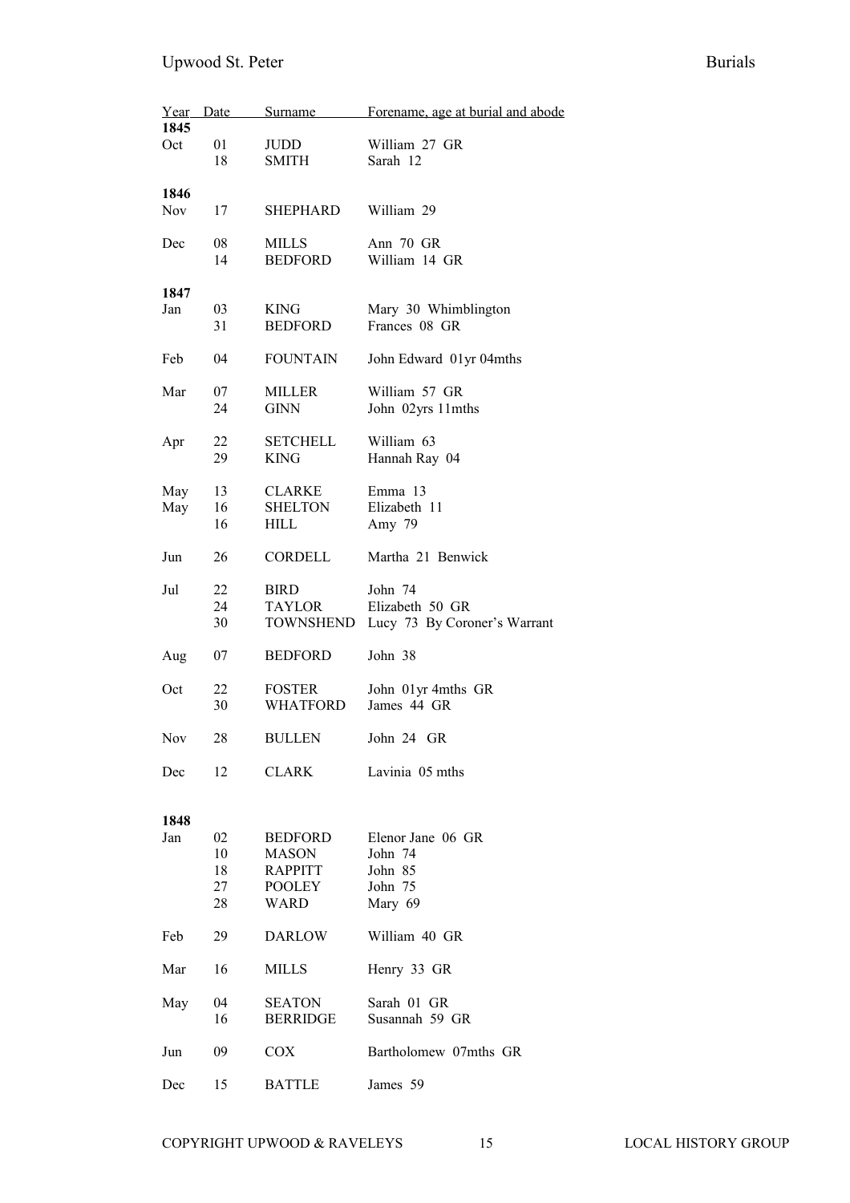| Year | Date | Surname | Forename, age at burial and abode |
|---|---|---|---|
| **1845** | | | |
| Oct | 01 | JUDD | William 27 GR |
| | 18 | SMITH | Sarah 12 |
| **1846** | | | |
| Nov | 17 | SHEPHARD | William 29 |
| Dec | 08 | MILLS | Ann 70 GR |
| | 14 | BEDFORD | William 14 GR |
| **1847** | | | |
| Jan | 03 | KING | Mary 30 Whimblington |
| | 31 | BEDFORD | Frances 08 GR |
| Feb | 04 | FOUNTAIN | John Edward 01yr 04mths |
| Mar | 07 | MILLER | William 57 GR |
| | 24 | GINN | John 02yrs 11mths |
| Apr | 22 | SETCHELL | William 63 |
| | 29 | KING | Hannah Ray 04 |
| May | 13 | CLARKE | Emma 13 |
| May | 16 | SHELTON | Elizabeth 11 |
| | 16 | HILL | Amy 79 |
| Jun | 26 | CORDELL | Martha 21 Benwick |
| Jul | 22 | BIRD | John 74 |
| | 24 | TAYLOR | Elizabeth 50 GR |
| | 30 | TOWNSHEND | Lucy 73 By Coroner's Warrant |
| Aug | 07 | BEDFORD | John 38 |
| Oct | 22 | FOSTER | John 01yr 4mths GR |
| | 30 | WHATFORD | James 44 GR |
| Nov | 28 | BULLEN | John 24 GR |
| Dec | 12 | CLARK | Lavinia 05 mths |
| **1848** | | | |
| Jan | 02 | BEDFORD | Elenor Jane 06 GR |
| | 10 | MASON | John 74 |
| | 18 | RAPPITT | John 85 |
| | 27 | POOLEY | John 75 |
| | 28 | WARD | Mary 69 |
| Feb | 29 | DARLOW | William 40 GR |
| Mar | 16 | MILLS | Henry 33 GR |
| May | 04 | SEATON | Sarah 01 GR |
| | 16 | BERRIDGE | Susannah 59 GR |
| Jun | 09 | COX | Bartholomew 07mths GR |
| Dec | 15 | BATTLE | James 59 |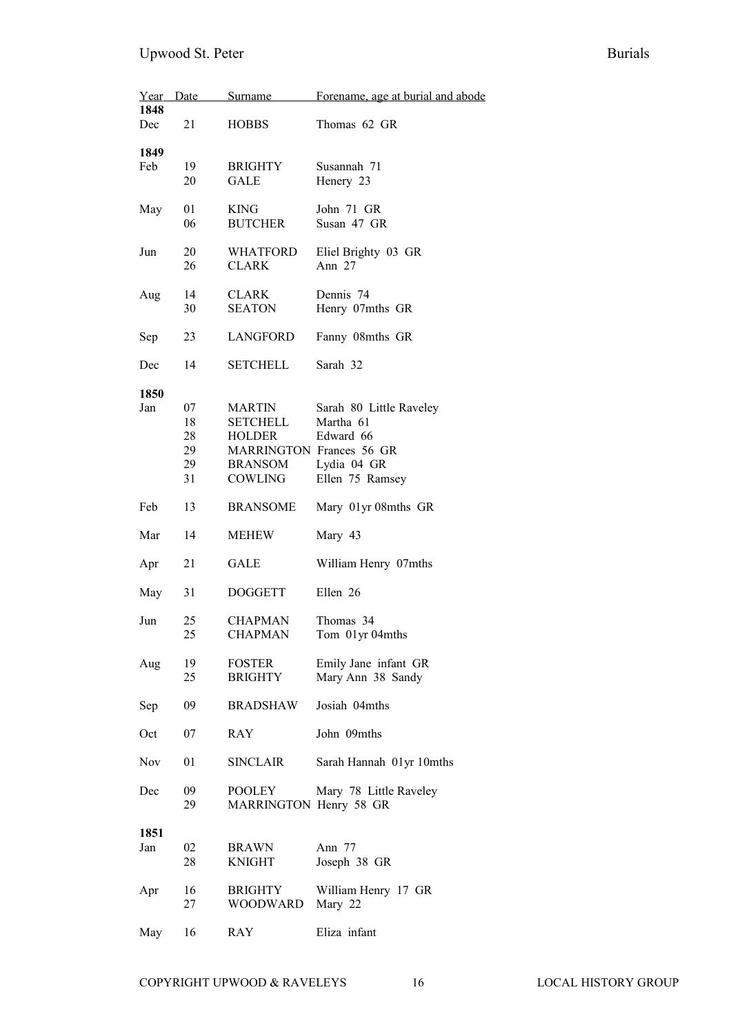| Year | Date | Surname | Forename, age at burial and abode |
|---|---|---|---|
| **1848** | | | |
| Dec | 21 | HOBBS | Thomas 62 GR |
| **1849** | | | |
| Feb | 19 | BRIGHTY | Susannah 71 |
| | 20 | GALE | Henery 23 |
| May | 01 | KING | John 71 GR |
| | 06 | BUTCHER | Susan 47 GR |
| Jun | 20 | WHATFORD | Eliel Brighty 03 GR |
| | 26 | CLARK | Ann 27 |
| Aug | 14 | CLARK | Dennis 74 |
| | 30 | SEATON | Henry 07mths GR |
| Sep | 23 | LANGFORD | Fanny 08mths GR |
| Dec | 14 | SETCHELL | Sarah 32 |
| **1850** | | | |
| Jan | 07 | MARTIN | Sarah 80 Little Raveley |
| | 18 | SETCHELL | Martha 61 |
| | 28 | HOLDER | Edward 66 |
| | 29 | MARRINGTON | Frances 56 GR |
| | 29 | BRANSOM | Lydia 04 GR |
| | 31 | COWLING | Ellen 75 Ramsey |
| Feb | 13 | BRANSOME | Mary 01yr 08mths GR |
| Mar | 14 | MEHEW | Mary 43 |
| Apr | 21 | GALE | William Henry 07mths |
| May | 31 | DOGGETT | Ellen 26 |
| Jun | 25 | CHAPMAN | Thomas 34 |
| | 25 | CHAPMAN | Tom 01yr 04mths |
| Aug | 19 | FOSTER | Emily Jane infant GR |
| | 25 | BRIGHTY | Mary Ann 38 Sandy |
| Sep | 09 | BRADSHAW | Josiah 04mths |
| Oct | 07 | RAY | John 09mths |
| Nov | 01 | SINCLAIR | Sarah Hannah 01yr 10mths |
| Dec | 09 | POOLEY | Mary 78 Little Raveley |
| | 29 | MARRINGTON | Henry 58 GR |
| **1851** | | | |
| Jan | 02 | BRAWN | Ann 77 |
| | 28 | KNIGHT | Joseph 38 GR |
| Apr | 16 | BRIGHTY | William Henry 17 GR |
| | 27 | WOODWARD | Mary 22 |
| May | 16 | RAY | Eliza infant |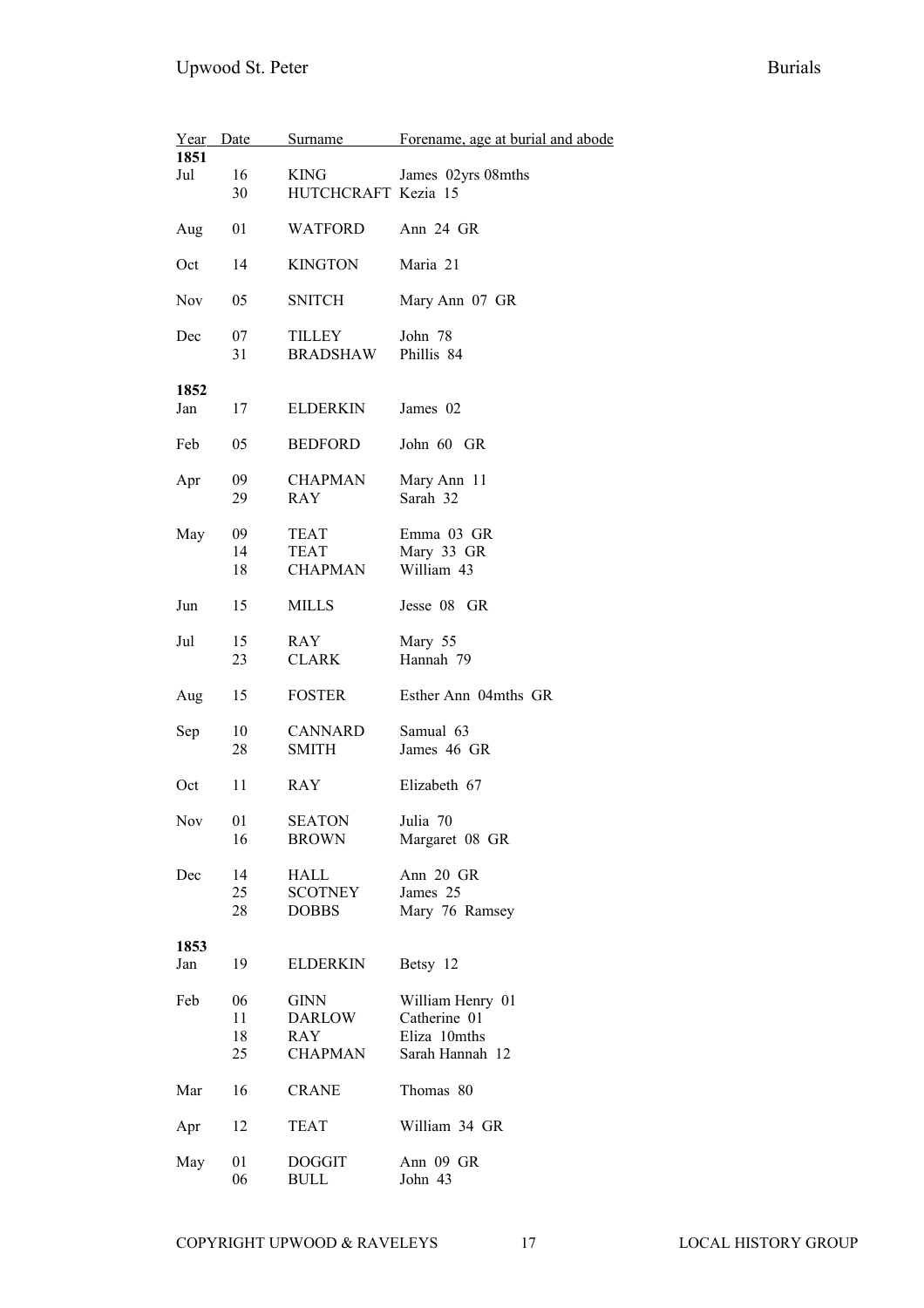| Year | Date | Surname | Forename, age at burial and abode |
|---|---|---|---|
| **1851** | | | |
| Jul | 16 | KING | James 02yrs 08mths |
| | 30 | HUTCHCRAFT | Kezia 15 |
| Aug | 01 | WATFORD | Ann 24 GR |
| Oct | 14 | KINGTON | Maria 21 |
| Nov | 05 | SNITCH | Mary Ann 07 GR |
| Dec | 07 | TILLEY | John 78 |
| | 31 | BRADSHAW | Phillis 84 |
| **1852** | | | |
| Jan | 17 | ELDERKIN | James 02 |
| Feb | 05 | BEDFORD | John 60 GR |
| Apr | 09 | CHAPMAN | Mary Ann 11 |
| | 29 | RAY | Sarah 32 |
| May | 09 | TEAT | Emma 03 GR |
| | 14 | TEAT | Mary 33 GR |
| | 18 | CHAPMAN | William 43 |
| Jun | 15 | MILLS | Jesse 08 GR |
| Jul | 15 | RAY | Mary 55 |
| | 23 | CLARK | Hannah 79 |
| Aug | 15 | FOSTER | Esther Ann 04mths GR |
| Sep | 10 | CANNARD | Samual 63 |
| | 28 | SMITH | James 46 GR |
| Oct | 11 | RAY | Elizabeth 67 |
| Nov | 01 | SEATON | Julia 70 |
| | 16 | BROWN | Margaret 08 GR |
| Dec | 14 | HALL | Ann 20 GR |
| | 25 | SCOTNEY | James 25 |
| | 28 | DOBBS | Mary 76 Ramsey |
| **1853** | | | |
| Jan | 19 | ELDERKIN | Betsy 12 |
| Feb | 06 | GINN | William Henry 01 |
| | 11 | DARLOW | Catherine 01 |
| | 18 | RAY | Eliza 10mths |
| | 25 | CHAPMAN | Sarah Hannah 12 |
| Mar | 16 | CRANE | Thomas 80 |
| Apr | 12 | TEAT | William 34 GR |
| May | 01 | DOGGIT | Ann 09 GR |
| | 06 | BULL | John 43 |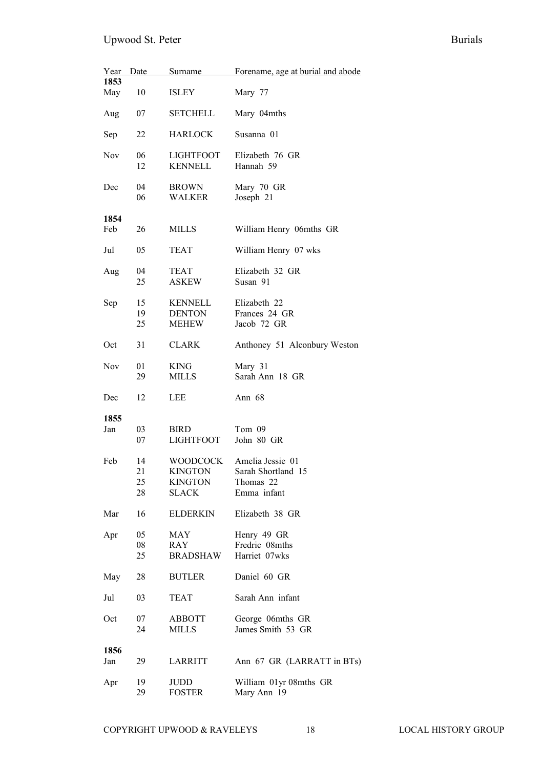| Year | Date | Surname | Forename, age at burial and abode |
|---|---|---|---|
| **1853** | | | |
| May | 10 | ISLEY | Mary 77 |
| Aug | 07 | SETCHELL | Mary 04mths |
| Sep | 22 | HARLOCK | Susanna 01 |
| Nov | 06 | LIGHTFOOT | Elizabeth 76 GR |
| | 12 | KENNELL | Hannah 59 |
| Dec | 04 | BROWN | Mary 70 GR |
| | 06 | WALKER | Joseph 21 |
| **1854** | | | |
| Feb | 26 | MILLS | William Henry 06mths GR |
| Jul | 05 | TEAT | William Henry 07 wks |
| Aug | 04 | TEAT | Elizabeth 32 GR |
| | 25 | ASKEW | Susan 91 |
| Sep | 15 | KENNELL | Elizabeth 22 |
| | 19 | DENTON | Frances 24 GR |
| | 25 | MEHEW | Jacob 72 GR |
| Oct | 31 | CLARK | Anthoney 51 Alconbury Weston |
| Nov | 01 | KING | Mary 31 |
| | 29 | MILLS | Sarah Ann 18 GR |
| Dec | 12 | LEE | Ann 68 |
| **1855** | | | |
| Jan | 03 | BIRD | Tom 09 |
| | 07 | LIGHTFOOT | John 80 GR |
| Feb | 14 | WOODCOCK | Amelia Jessie 01 |
| | 21 | KINGTON | Sarah Shortland 15 |
| | 25 | KINGTON | Thomas 22 |
| | 28 | SLACK | Emma infant |
| Mar | 16 | ELDERKIN | Elizabeth 38 GR |
| Apr | 05 | MAY | Henry 49 GR |
| | 08 | RAY | Fredric 08mths |
| | 25 | BRADSHAW | Harriet 07wks |
| May | 28 | BUTLER | Daniel 60 GR |
| Jul | 03 | TEAT | Sarah Ann infant |
| Oct | 07 | ABBOTT | George 06mths GR |
| | 24 | MILLS | James Smith 53 GR |
| **1856** | | | |
| Jan | 29 | LARRITT | Ann 67 GR (LARRATT in BTs) |
| Apr | 19 | JUDD | William 01yr 08mths GR |
| | 29 | FOSTER | Mary Ann 19 |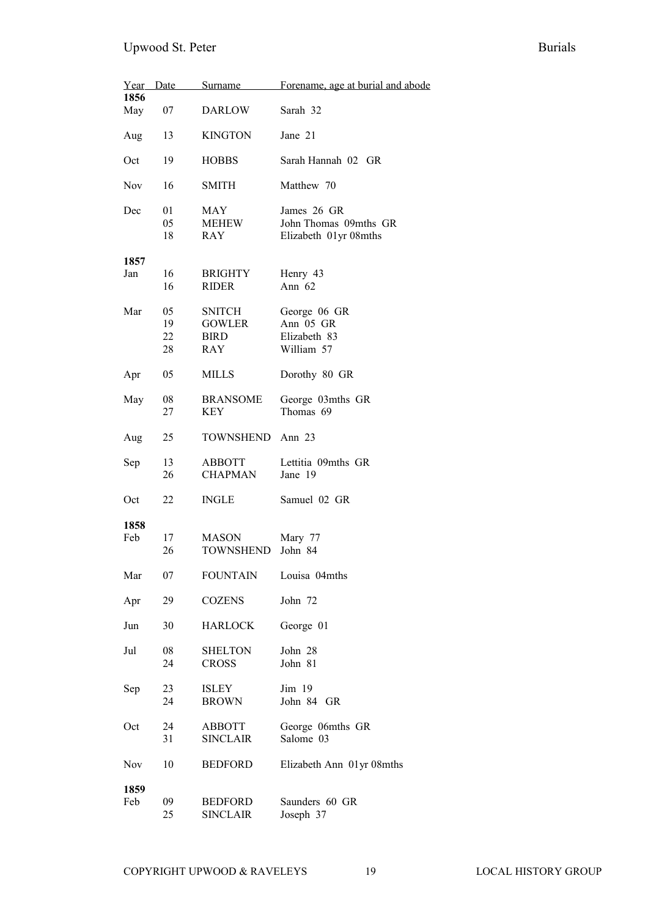| Year | Date | Surname | Forename, age at burial and abode |
|---|---|---|---|
| **1856** | | | |
| May | 07 | DARLOW | Sarah 32 |
| Aug | 13 | KINGTON | Jane 21 |
| Oct | 19 | HOBBS | Sarah Hannah 02 GR |
| Nov | 16 | SMITH | Matthew 70 |
| Dec | 01 | MAY | James 26 GR |
| | 05 | MEHEW | John Thomas 09mths GR |
| | 18 | RAY | Elizabeth 01yr 08mths |
| **1857** | | | |
| Jan | 16 | BRIGHTY | Henry 43 |
| | 16 | RIDER | Ann 62 |
| Mar | 05 | SNITCH | George 06 GR |
| | 19 | GOWLER | Ann 05 GR |
| | 22 | BIRD | Elizabeth 83 |
| | 28 | RAY | William 57 |
| Apr | 05 | MILLS | Dorothy 80 GR |
| May | 08 | BRANSOME | George 03mths GR |
| | 27 | KEY | Thomas 69 |
| Aug | 25 | TOWNSHEND | Ann 23 |
| Sep | 13 | ABBOTT | Lettitia 09mths GR |
| | 26 | CHAPMAN | Jane 19 |
| Oct | 22 | INGLE | Samuel 02 GR |
| **1858** | | | |
| Feb | 17 | MASON | Mary 77 |
| | 26 | TOWNSHEND | John 84 |
| Mar | 07 | FOUNTAIN | Louisa 04mths |
| Apr | 29 | COZENS | John 72 |
| Jun | 30 | HARLOCK | George 01 |
| Jul | 08 | SHELTON | John 28 |
| | 24 | CROSS | John 81 |
| Sep | 23 | ISLEY | Jim 19 |
| | 24 | BROWN | John 84 GR |
| Oct | 24 | ABBOTT | George 06mths GR |
| | 31 | SINCLAIR | Salome 03 |
| Nov | 10 | BEDFORD | Elizabeth Ann 01yr 08mths |
| **1859** | | | |
| Feb | 09 | BEDFORD | Saunders 60 GR |
| | 25 | SINCLAIR | Joseph 37 |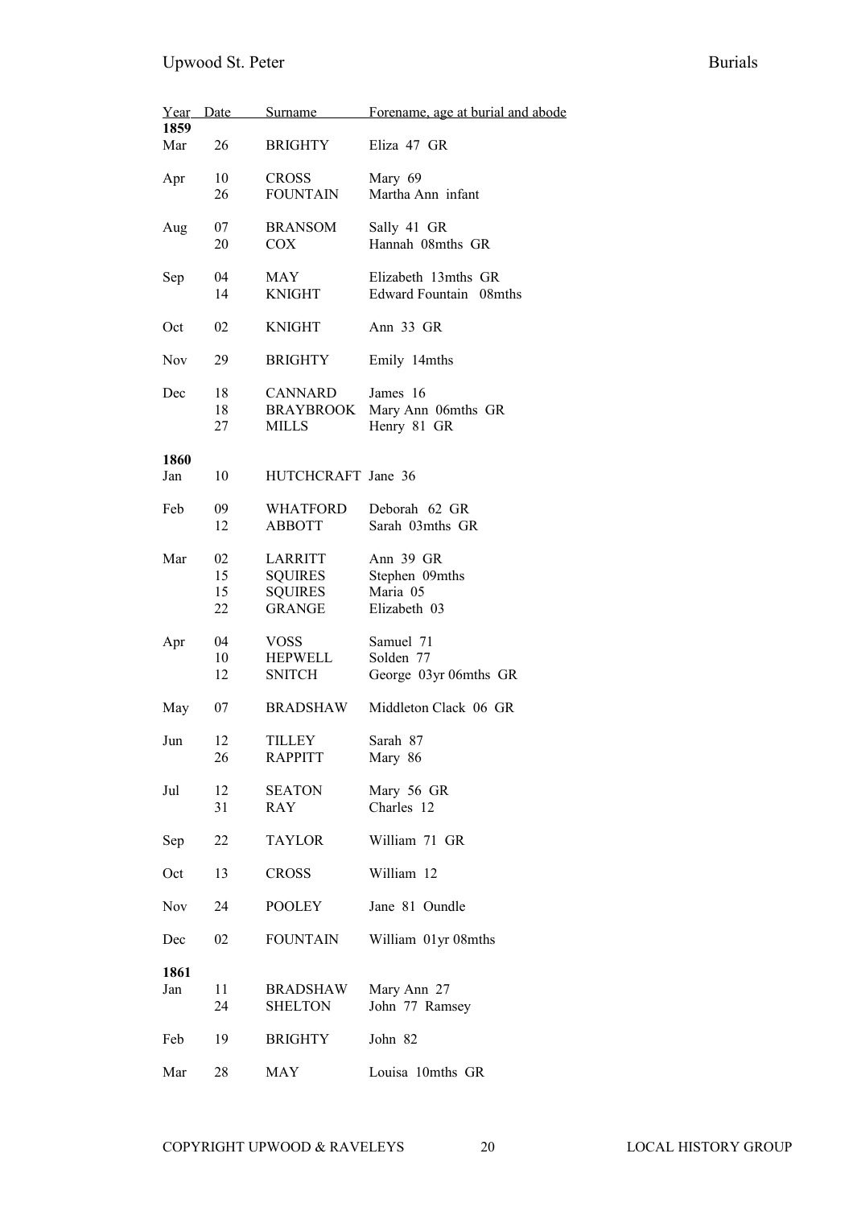| Year | Date | Surname | Forename, age at burial and abode |
|---|---|---|---|
| **1859** | | | |
| Mar | 26 | BRIGHTY | Eliza 47 GR |
| Apr | 10 | CROSS | Mary 69 |
| | 26 | FOUNTAIN | Martha Ann infant |
| Aug | 07 | BRANSOM | Sally 41 GR |
| | 20 | COX | Hannah 08mths GR |
| Sep | 04 | MAY | Elizabeth 13mths GR |
| | 14 | KNIGHT | Edward Fountain 08mths |
| Oct | 02 | KNIGHT | Ann 33 GR |
| Nov | 29 | BRIGHTY | Emily 14mths |
| Dec | 18 | CANNARD | James 16 |
| | 18 | BRAYBROOK | Mary Ann 06mths GR |
| | 27 | MILLS | Henry 81 GR |
| **1860** | | | |
| Jan | 10 | HUTCHCRAFT | Jane 36 |
| Feb | 09 | WHATFORD | Deborah 62 GR |
| | 12 | ABBOTT | Sarah 03mths GR |
| Mar | 02 | LARRITT | Ann 39 GR |
| | 15 | SQUIRES | Stephen 09mths |
| | 15 | SQUIRES | Maria 05 |
| | 22 | GRANGE | Elizabeth 03 |
| Apr | 04 | VOSS | Samuel 71 |
| | 10 | HEPWELL | Solden 77 |
| | 12 | SNITCH | George 03yr 06mths GR |
| May | 07 | BRADSHAW | Middleton Clack 06 GR |
| Jun | 12 | TILLEY | Sarah 87 |
| | 26 | RAPPITT | Mary 86 |
| Jul | 12 | SEATON | Mary 56 GR |
| | 31 | RAY | Charles 12 |
| Sep | 22 | TAYLOR | William 71 GR |
| Oct | 13 | CROSS | William 12 |
| Nov | 24 | POOLEY | Jane 81 Oundle |
| Dec | 02 | FOUNTAIN | William 01yr 08mths |
| **1861** | | | |
| Jan | 11 | BRADSHAW | Mary Ann 27 |
| | 24 | SHELTON | John 77 Ramsey |
| Feb | 19 | BRIGHTY | John 82 |
| Mar | 28 | MAY | Louisa 10mths GR |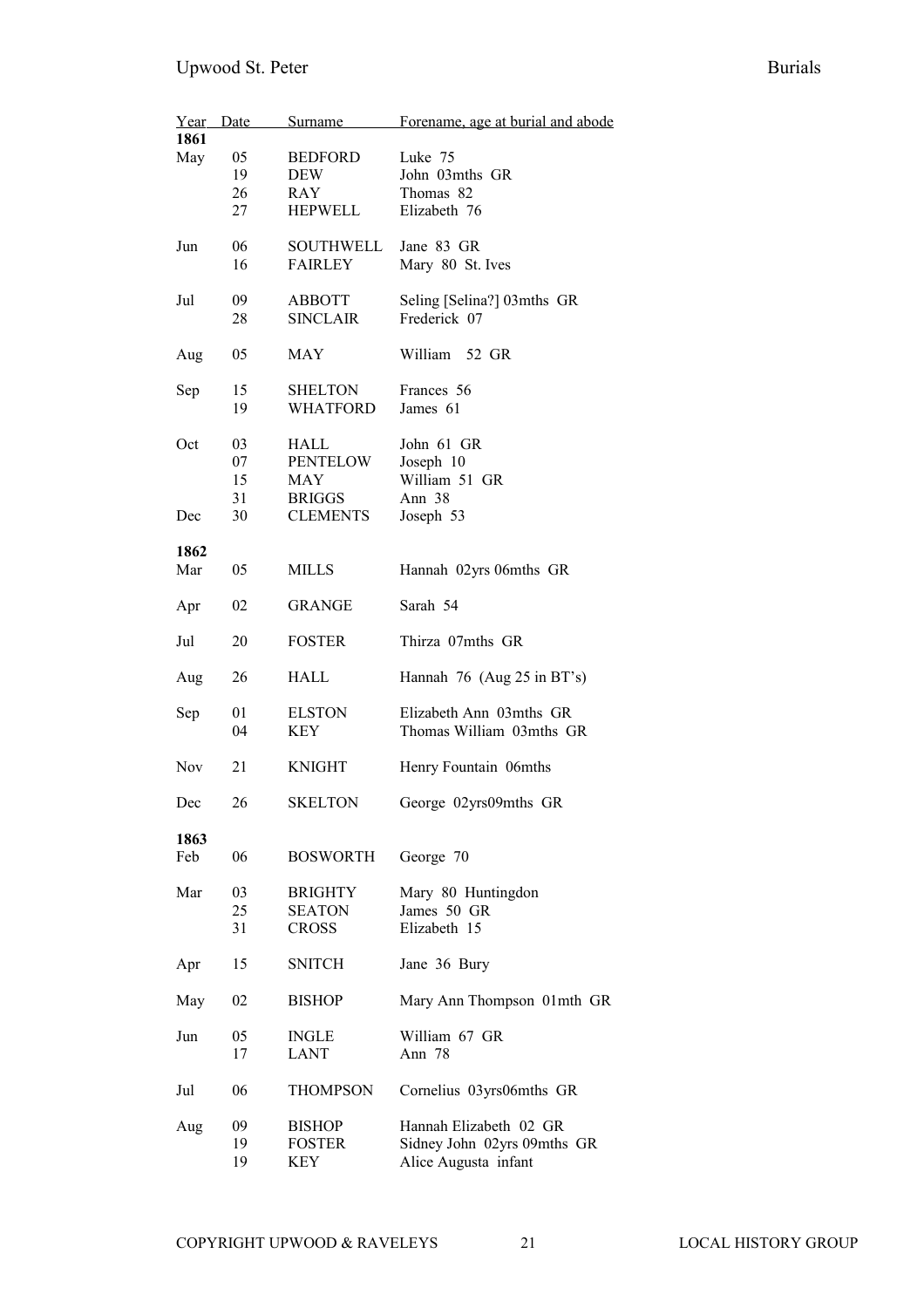| Year | Date | Surname | Forename, age at burial and abode |
|---|---|---|---|
| **1861** | | | |
| May | 05 | BEDFORD | Luke 75 |
| | 19 | DEW | John 03mths GR |
| | 26 | RAY | Thomas 82 |
| | 27 | HEPWELL | Elizabeth 76 |
| Jun | 06 | SOUTHWELL | Jane 83 GR |
| | 16 | FAIRLEY | Mary 80 St. Ives |
| Jul | 09 | ABBOTT | Seling [Selina?] 03mths GR |
| | 28 | SINCLAIR | Frederick 07 |
| Aug | 05 | MAY | William 52 GR |
| Sep | 15 | SHELTON | Frances 56 |
| | 19 | WHATFORD | James 61 |
| Oct | 03 | HALL | John 61 GR |
| | 07 | PENTELOW | Joseph 10 |
| | 15 | MAY | William 51 GR |
| | 31 | BRIGGS | Ann 38 |
| Dec | 30 | CLEMENTS | Joseph 53 |
| **1862** | | | |
| Mar | 05 | MILLS | Hannah 02yrs 06mths GR |
| Apr | 02 | GRANGE | Sarah 54 |
| Jul | 20 | FOSTER | Thirza 07mths GR |
| Aug | 26 | HALL | Hannah 76 (Aug 25 in BT's) |
| Sep | 01 | ELSTON | Elizabeth Ann 03mths GR |
| | 04 | KEY | Thomas William 03mths GR |
| Nov | 21 | KNIGHT | Henry Fountain 06mths |
| Dec | 26 | SKELTON | George 02yrs09mths GR |
| **1863** | | | |
| Feb | 06 | BOSWORTH | George 70 |
| Mar | 03 | BRIGHTY | Mary 80 Huntingdon |
| | 25 | SEATON | James 50 GR |
| | 31 | CROSS | Elizabeth 15 |
| Apr | 15 | SNITCH | Jane 36 Bury |
| May | 02 | BISHOP | Mary Ann Thompson 01mth GR |
| Jun | 05 | INGLE | William 67 GR |
| | 17 | LANT | Ann 78 |
| Jul | 06 | THOMPSON | Cornelius 03yrs06mths GR |
| Aug | 09 | BISHOP | Hannah Elizabeth 02 GR |
| | 19 | FOSTER | Sidney John 02yrs 09mths GR |
| | 19 | KEY | Alice Augusta infant |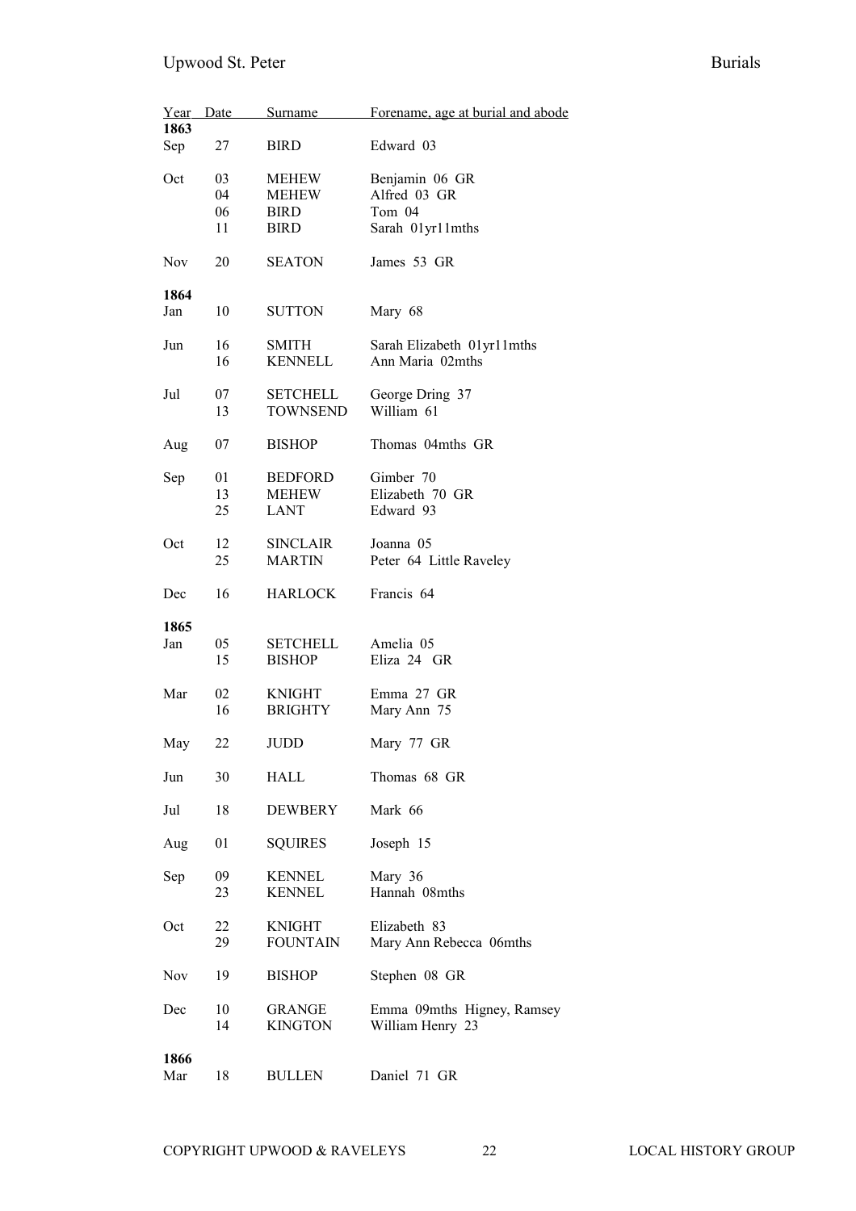| Year | Date | Surname | Forename, age at burial and abode |
|---|---|---|---|
| **1863** | | | |
| Sep | 27 | BIRD | Edward 03 |
| Oct | 03 | MEHEW | Benjamin 06 GR |
| | 04 | MEHEW | Alfred 03 GR |
| | 06 | BIRD | Tom 04 |
| | 11 | BIRD | Sarah 01yr11mths |
| Nov | 20 | SEATON | James 53 GR |
| **1864** | | | |
| Jan | 10 | SUTTON | Mary 68 |
| Jun | 16 | SMITH | Sarah Elizabeth 01yr11mths |
| | 16 | KENNELL | Ann Maria 02mths |
| Jul | 07 | SETCHELL | George Dring 37 |
| | 13 | TOWNSEND | William 61 |
| Aug | 07 | BISHOP | Thomas 04mths GR |
| Sep | 01 | BEDFORD | Gimber 70 |
| | 13 | MEHEW | Elizabeth 70 GR |
| | 25 | LANT | Edward 93 |
| Oct | 12 | SINCLAIR | Joanna 05 |
| | 25 | MARTIN | Peter 64 Little Raveley |
| Dec | 16 | HARLOCK | Francis 64 |
| **1865** | | | |
| Jan | 05 | SETCHELL | Amelia 05 |
| | 15 | BISHOP | Eliza 24 GR |
| Mar | 02 | KNIGHT | Emma 27 GR |
| | 16 | BRIGHTY | Mary Ann 75 |
| May | 22 | JUDD | Mary 77 GR |
| Jun | 30 | HALL | Thomas 68 GR |
| Jul | 18 | DEWBERY | Mark 66 |
| Aug | 01 | SQUIRES | Joseph 15 |
| Sep | 09 | KENNEL | Mary 36 |
| | 23 | KENNEL | Hannah 08mths |
| Oct | 22 | KNIGHT | Elizabeth 83 |
| | 29 | FOUNTAIN | Mary Ann Rebecca 06mths |
| Nov | 19 | BISHOP | Stephen 08 GR |
| Dec | 10 | GRANGE | Emma 09mths Higney, Ramsey |
| | 14 | KINGTON | William Henry 23 |
| **1866** | | | |
| Mar | 18 | BULLEN | Daniel 71 GR |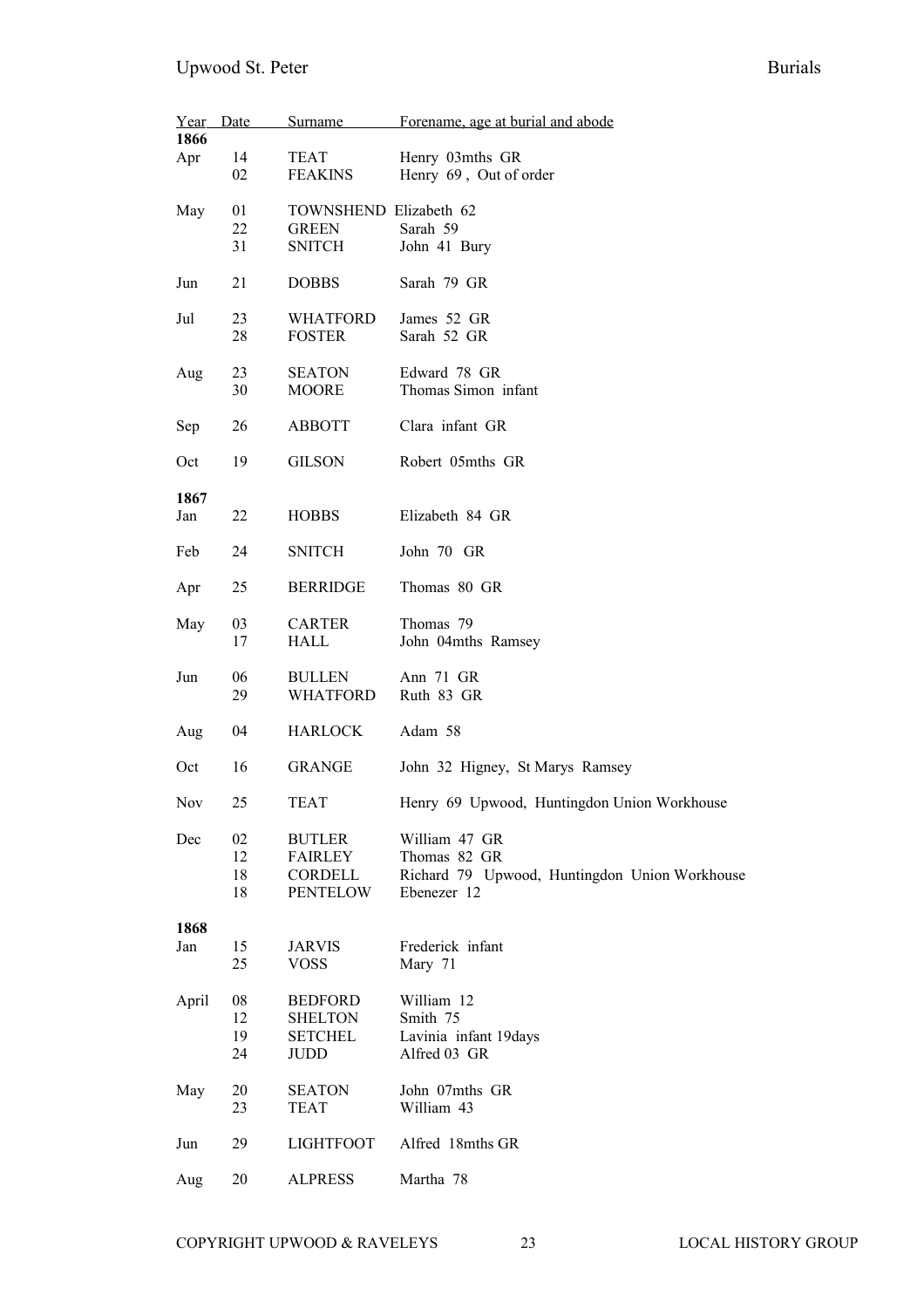| Year | Date | Surname | Forename, age at burial and abode |
|---|---|---|---|
| **1866** | | | |
| Apr | 14 | TEAT | Henry 03mths GR |
| | 02 | FEAKINS | Henry 69 , Out of order |
| May | 01 | TOWNSHEND | Elizabeth 62 |
| | 22 | GREEN | Sarah 59 |
| | 31 | SNITCH | John 41 Bury |
| Jun | 21 | DOBBS | Sarah 79 GR |
| Jul | 23 | WHATFORD | James 52 GR |
| | 28 | FOSTER | Sarah 52 GR |
| Aug | 23 | SEATON | Edward 78 GR |
| | 30 | MOORE | Thomas Simon infant |
| Sep | 26 | ABBOTT | Clara infant GR |
| Oct | 19 | GILSON | Robert 05mths GR |
| **1867** | | | |
| Jan | 22 | HOBBS | Elizabeth 84 GR |
| Feb | 24 | SNITCH | John 70 GR |
| Apr | 25 | BERRIDGE | Thomas 80 GR |
| May | 03 | CARTER | Thomas 79 |
| | 17 | HALL | John 04mths Ramsey |
| Jun | 06 | BULLEN | Ann 71 GR |
| | 29 | WHATFORD | Ruth 83 GR |
| Aug | 04 | HARLOCK | Adam 58 |
| Oct | 16 | GRANGE | John 32 Higney, St Marys Ramsey |
| Nov | 25 | TEAT | Henry 69 Upwood, Huntingdon Union Workhouse |
| Dec | 02 | BUTLER | William 47 GR |
| | 12 | FAIRLEY | Thomas 82 GR |
| | 18 | CORDELL | Richard 79 Upwood, Huntingdon Union Workhouse |
| | 18 | PENTELOW | Ebenezer 12 |
| **1868** | | | |
| Jan | 15 | JARVIS | Frederick infant |
| | 25 | VOSS | Mary 71 |
| April | 08 | BEDFORD | William 12 |
| | 12 | SHELTON | Smith 75 |
| | 19 | SETCHEL | Lavinia infant 19days |
| | 24 | JUDD | Alfred 03 GR |
| May | 20 | SEATON | John 07mths GR |
| | 23 | TEAT | William 43 |
| Jun | 29 | LIGHTFOOT | Alfred 18mths GR |
| Aug | 20 | ALPRESS | Martha 78 |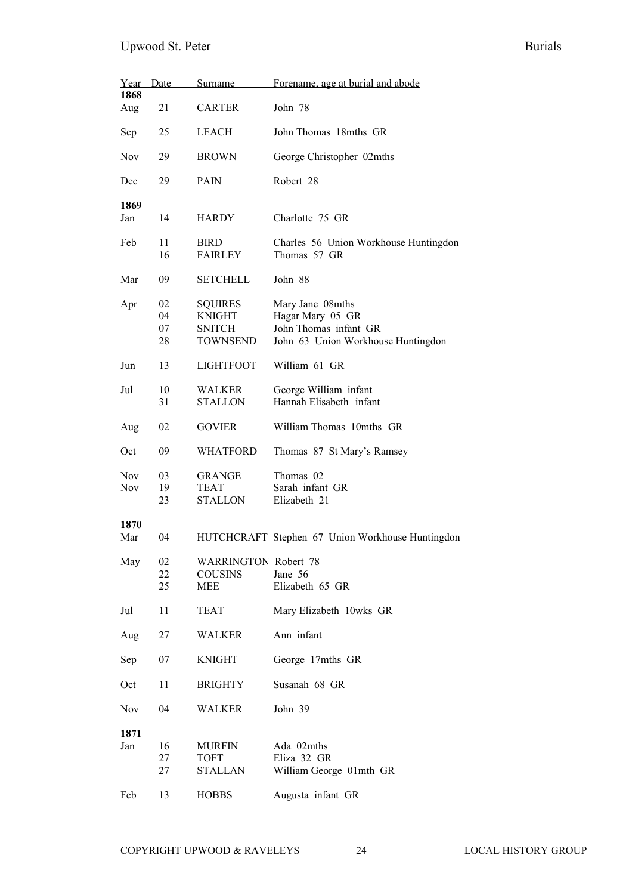| Year | Date | Surname | Forename, age at burial and abode |
|---|---|---|---|
| **1868** | | | |
| Aug | 21 | CARTER | John 78 |
| Sep | 25 | LEACH | John Thomas 18mths GR |
| Nov | 29 | BROWN | George Christopher 02mths |
| Dec | 29 | PAIN | Robert 28 |
| **1869** | | | |
| Jan | 14 | HARDY | Charlotte 75 GR |
| Feb | 11 | BIRD | Charles 56 Union Workhouse Huntingdon |
| | 16 | FAIRLEY | Thomas 57 GR |
| Mar | 09 | SETCHELL | John 88 |
| Apr | 02 | SQUIRES | Mary Jane 08mths |
| | 04 | KNIGHT | Hagar Mary 05 GR |
| | 07 | SNITCH | John Thomas infant GR |
| | 28 | TOWNSEND | John 63 Union Workhouse Huntingdon |
| Jun | 13 | LIGHTFOOT | William 61 GR |
| Jul | 10 | WALKER | George William infant |
| | 31 | STALLON | Hannah Elisabeth infant |
| Aug | 02 | GOVIER | William Thomas 10mths GR |
| Oct | 09 | WHATFORD | Thomas 87 St Mary's Ramsey |
| Nov | 03 | GRANGE | Thomas 02 |
| Nov | 19 | TEAT | Sarah infant GR |
| | 23 | STALLON | Elizabeth 21 |
| **1870** | | | |
| Mar | 04 | HUTCHCRAFT | Stephen 67 Union Workhouse Huntingdon |
| May | 02 | WARRINGTON | Robert 78 |
| | 22 | COUSINS | Jane 56 |
| | 25 | MEE | Elizabeth 65 GR |
| Jul | 11 | TEAT | Mary Elizabeth 10wks GR |
| Aug | 27 | WALKER | Ann infant |
| Sep | 07 | KNIGHT | George 17mths GR |
| Oct | 11 | BRIGHTY | Susanah 68 GR |
| Nov | 04 | WALKER | John 39 |
| **1871** | | | |
| Jan | 16 | MURFIN | Ada 02mths |
| | 27 | TOFT | Eliza 32 GR |
| | 27 | STALLAN | William George 01mth GR |
| Feb | 13 | HOBBS | Augusta infant GR |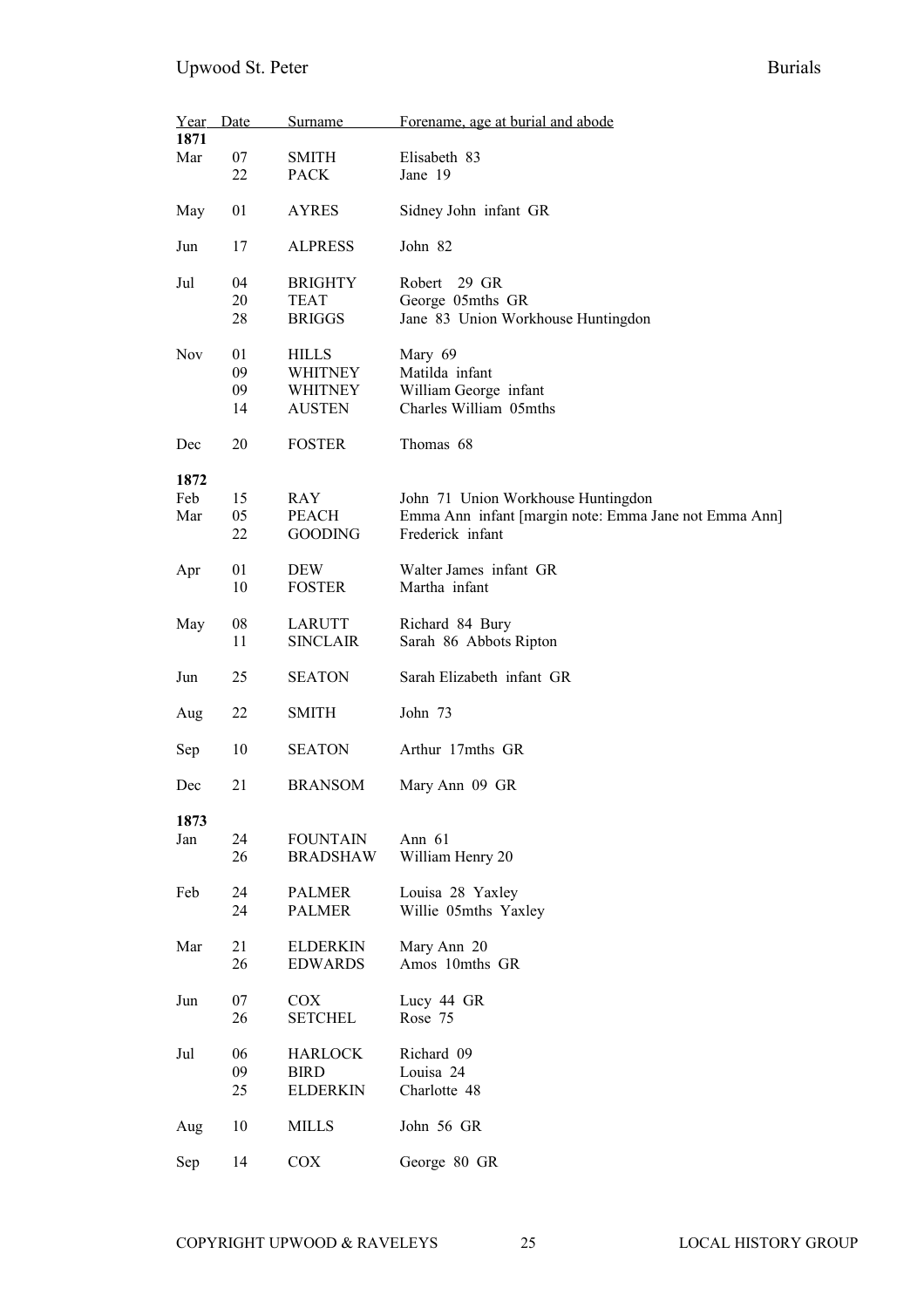| Year | Date | Surname | Forename, age at burial and abode |
|---|---|---|---|
| **1871** | | | |
| Mar | 07 | SMITH | Elisabeth 83 |
| | 22 | PACK | Jane 19 |
| May | 01 | AYRES | Sidney John infant GR |
| Jun | 17 | ALPRESS | John 82 |
| Jul | 04 | BRIGHTY | Robert 29 GR |
| | 20 | TEAT | George 05mths GR |
| | 28 | BRIGGS | Jane 83 Union Workhouse Huntingdon |
| Nov | 01 | HILLS | Mary 69 |
| | 09 | WHITNEY | Matilda infant |
| | 09 | WHITNEY | William George infant |
| | 14 | AUSTEN | Charles William 05mths |
| Dec | 20 | FOSTER | Thomas 68 |
| **1872** | | | |
| Feb | 15 | RAY | John 71 Union Workhouse Huntingdon |
| Mar | 05 | PEACH | Emma Ann infant [margin note: Emma Jane not Emma Ann] |
| | 22 | GOODING | Frederick infant |
| Apr | 01 | DEW | Walter James infant GR |
| | 10 | FOSTER | Martha infant |
| May | 08 | LARUTT | Richard 84 Bury |
| | 11 | SINCLAIR | Sarah 86 Abbots Ripton |
| Jun | 25 | SEATON | Sarah Elizabeth infant GR |
| Aug | 22 | SMITH | John 73 |
| Sep | 10 | SEATON | Arthur 17mths GR |
| Dec | 21 | BRANSOM | Mary Ann 09 GR |
| **1873** | | | |
| Jan | 24 | FOUNTAIN | Ann 61 |
| | 26 | BRADSHAW | William Henry 20 |
| Feb | 24 | PALMER | Louisa 28 Yaxley |
| | 24 | PALMER | Willie 05mths Yaxley |
| Mar | 21 | ELDERKIN | Mary Ann 20 |
| | 26 | EDWARDS | Amos 10mths GR |
| Jun | 07 | COX | Lucy 44 GR |
| | 26 | SETCHEL | Rose 75 |
| Jul | 06 | HARLOCK | Richard 09 |
| | 09 | BIRD | Louisa 24 |
| | 25 | ELDERKIN | Charlotte 48 |
| Aug | 10 | MILLS | John 56 GR |
| Sep | 14 | COX | George 80 GR |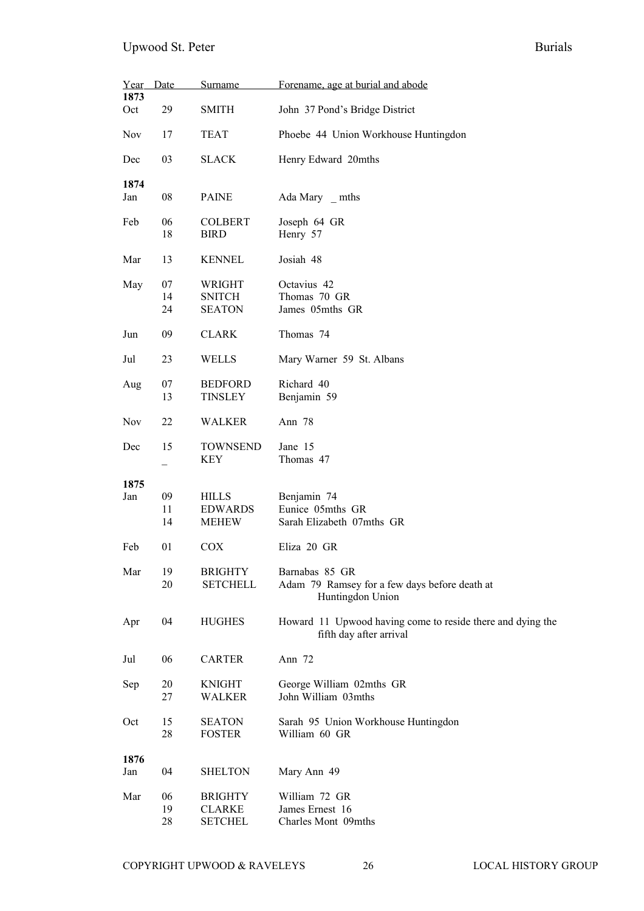| Year | Date | Surname | Forename, age at burial and abode |
|---|---|---|---|
| **1873** | | | |
| Oct | 29 | SMITH | John 37 Pond's Bridge District |
| Nov | 17 | TEAT | Phoebe 44 Union Workhouse Huntingdon |
| Dec | 03 | SLACK | Henry Edward 20mths |
| **1874** | | | |
| Jan | 08 | PAINE | Ada Mary _ mths |
| Feb | 06 | COLBERT | Joseph 64 GR |
| | 18 | BIRD | Henry 57 |
| Mar | 13 | KENNEL | Josiah 48 |
| May | 07 | WRIGHT | Octavius 42 |
| | 14 | SNITCH | Thomas 70 GR |
| | 24 | SEATON | James 05mths GR |
| Jun | 09 | CLARK | Thomas 74 |
| Jul | 23 | WELLS | Mary Warner 59 St. Albans |
| Aug | 07 | BEDFORD | Richard 40 |
| | 13 | TINSLEY | Benjamin 59 |
| Nov | 22 | WALKER | Ann 78 |
| Dec | 15 | TOWNSEND | Jane 15 |
| | _ | KEY | Thomas 47 |
| **1875** | | | |
| Jan | 09 | HILLS | Benjamin 74 |
| | 11 | EDWARDS | Eunice 05mths GR |
| | 14 | MEHEW | Sarah Elizabeth 07mths GR |
| Feb | 01 | COX | Eliza 20 GR |
| Mar | 19 | BRIGHTY | Barnabas 85 GR |
| | 20 | SETCHELL | Adam 79 Ramsey for a few days before death at Huntingdon Union |
| Apr | 04 | HUGHES | Howard 11 Upwood having come to reside there and dying the fifth day after arrival |
| Jul | 06 | CARTER | Ann 72 |
| Sep | 20 | KNIGHT | George William 02mths GR |
| | 27 | WALKER | John William 03mths |
| Oct | 15 | SEATON | Sarah 95 Union Workhouse Huntingdon |
| | 28 | FOSTER | William 60 GR |
| **1876** | | | |
| Jan | 04 | SHELTON | Mary Ann 49 |
| Mar | 06 | BRIGHTY | William 72 GR |
| | 19 | CLARKE | James Ernest 16 |
| | 28 | SETCHEL | Charles Mont 09mths |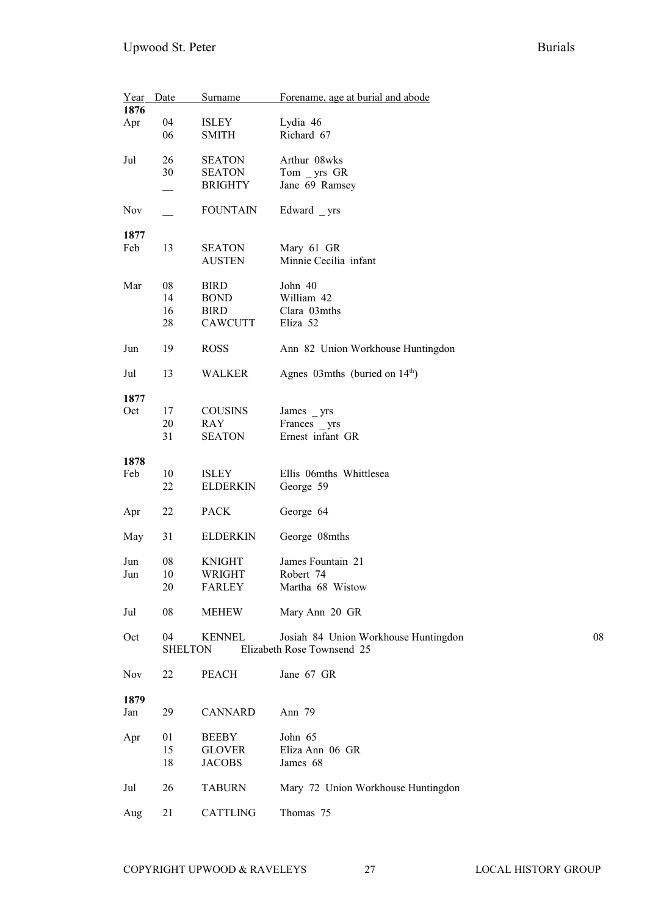| Year | Date | Surname | Forename, age at burial and abode |
|---|---|---|---|
| **1876** | | | |
| Apr | 04 | ISLEY | Lydia 46 |
| | 06 | SMITH | Richard 67 |
| Jul | 26 | SEATON | Arthur 08wks |
| | 30 | SEATON | Tom _ yrs GR |
| | __ | BRIGHTY | Jane 69 Ramsey |
| Nov | __ | FOUNTAIN | Edward _ yrs |
| **1877** | | | |
| Feb | 13 | SEATON | Mary 61 GR |
| | | AUSTEN | Minnie Cecilia infant |
| Mar | 08 | BIRD | John 40 |
| | 14 | BOND | William 42 |
| | 16 | BIRD | Clara 03mths |
| | 28 | CAWCUTT | Eliza 52 |
| Jun | 19 | ROSS | Ann 82 Union Workhouse Huntingdon |
| Jul | 13 | WALKER | Agnes 03mths (buried on 14th) |
| **1877** | | | |
| Oct | 17 | COUSINS | James _ yrs |
| | 20 | RAY | Frances _ yrs |
| | 31 | SEATON | Ernest infant GR |
| **1878** | | | |
| Feb | 10 | ISLEY | Ellis 06mths Whittlesea |
| | 22 | ELDERKIN | George 59 |
| Apr | 22 | PACK | George 64 |
| May | 31 | ELDERKIN | George 08mths |
| Jun | 08 | KNIGHT | James Fountain 21 |
| Jun | 10 | WRIGHT | Robert 74 |
| | 20 | FARLEY | Martha 68 Wistow |
| Jul | 08 | MEHEW | Mary Ann 20 GR |
| Oct | 04 | KENNEL | Josiah 84 Union Workhouse Huntingdon |
| 08 | | SHELTON | Elizabeth Rose Townsend 25 |
| Nov | 22 | PEACH | Jane 67 GR |
| **1879** | | | |
| Jan | 29 | CANNARD | Ann 79 |
| Apr | 01 | BEEBY | John 65 |
| | 15 | GLOVER | Eliza Ann 06 GR |
| | 18 | JACOBS | James 68 |
| Jul | 26 | TABURN | Mary 72 Union Workhouse Huntingdon |
| Aug | 21 | CATTLING | Thomas 75 |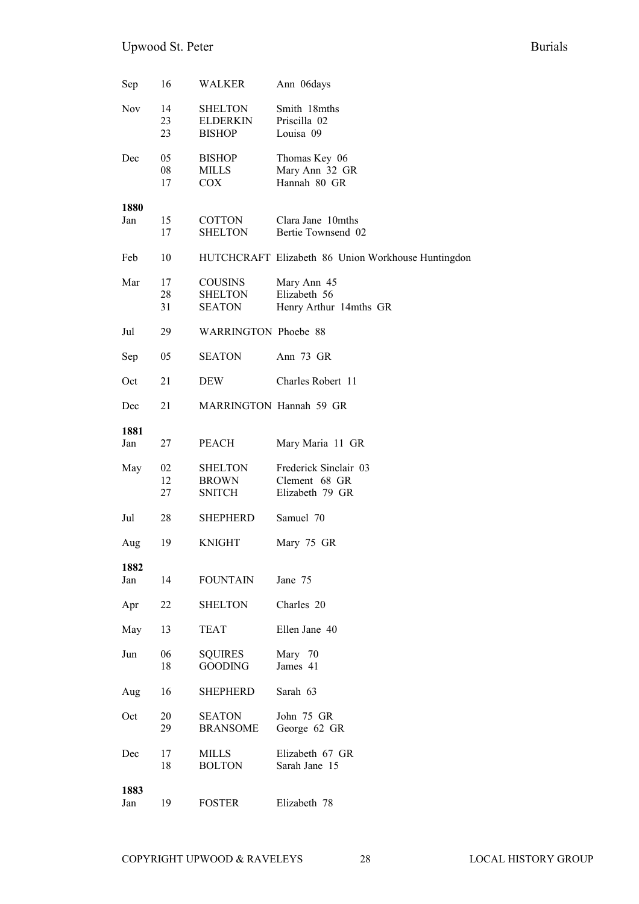| | | | |
|---|---|---|---|
| Sep | 16 | WALKER | Ann 06days |
| Nov | 14 | SHELTON | Smith 18mths |
| | 23 | ELDERKIN | Priscilla 02 |
| | 23 | BISHOP | Louisa 09 |
| Dec | 05 | BISHOP | Thomas Key 06 |
| | 08 | MILLS | Mary Ann 32 GR |
| | 17 | COX | Hannah 80 GR |
| **1880** | | | |
| Jan | 15 | COTTON | Clara Jane 10mths |
| | 17 | SHELTON | Bertie Townsend 02 |
| Feb | 10 | HUTCHCRAFT | Elizabeth 86 Union Workhouse Huntingdon |
| Mar | 17 | COUSINS | Mary Ann 45 |
| | 28 | SHELTON | Elizabeth 56 |
| | 31 | SEATON | Henry Arthur 14mths GR |
| Jul | 29 | WARRINGTON | Phoebe 88 |
| Sep | 05 | SEATON | Ann 73 GR |
| Oct | 21 | DEW | Charles Robert 11 |
| Dec | 21 | MARRINGTON | Hannah 59 GR |
| **1881** | | | |
| Jan | 27 | PEACH | Mary Maria 11 GR |
| May | 02 | SHELTON | Frederick Sinclair 03 |
| | 12 | BROWN | Clement 68 GR |
| | 27 | SNITCH | Elizabeth 79 GR |
| Jul | 28 | SHEPHERD | Samuel 70 |
| Aug | 19 | KNIGHT | Mary 75 GR |
| **1882** | | | |
| Jan | 14 | FOUNTAIN | Jane 75 |
| Apr | 22 | SHELTON | Charles 20 |
| May | 13 | TEAT | Ellen Jane 40 |
| Jun | 06 | SQUIRES | Mary 70 |
| | 18 | GOODING | James 41 |
| Aug | 16 | SHEPHERD | Sarah 63 |
| Oct | 20 | SEATON | John 75 GR |
| | 29 | BRANSOME | George 62 GR |
| Dec | 17 | MILLS | Elizabeth 67 GR |
| | 18 | BOLTON | Sarah Jane 15 |
| **1883** | | | |
| Jan | 19 | FOSTER | Elizabeth 78 |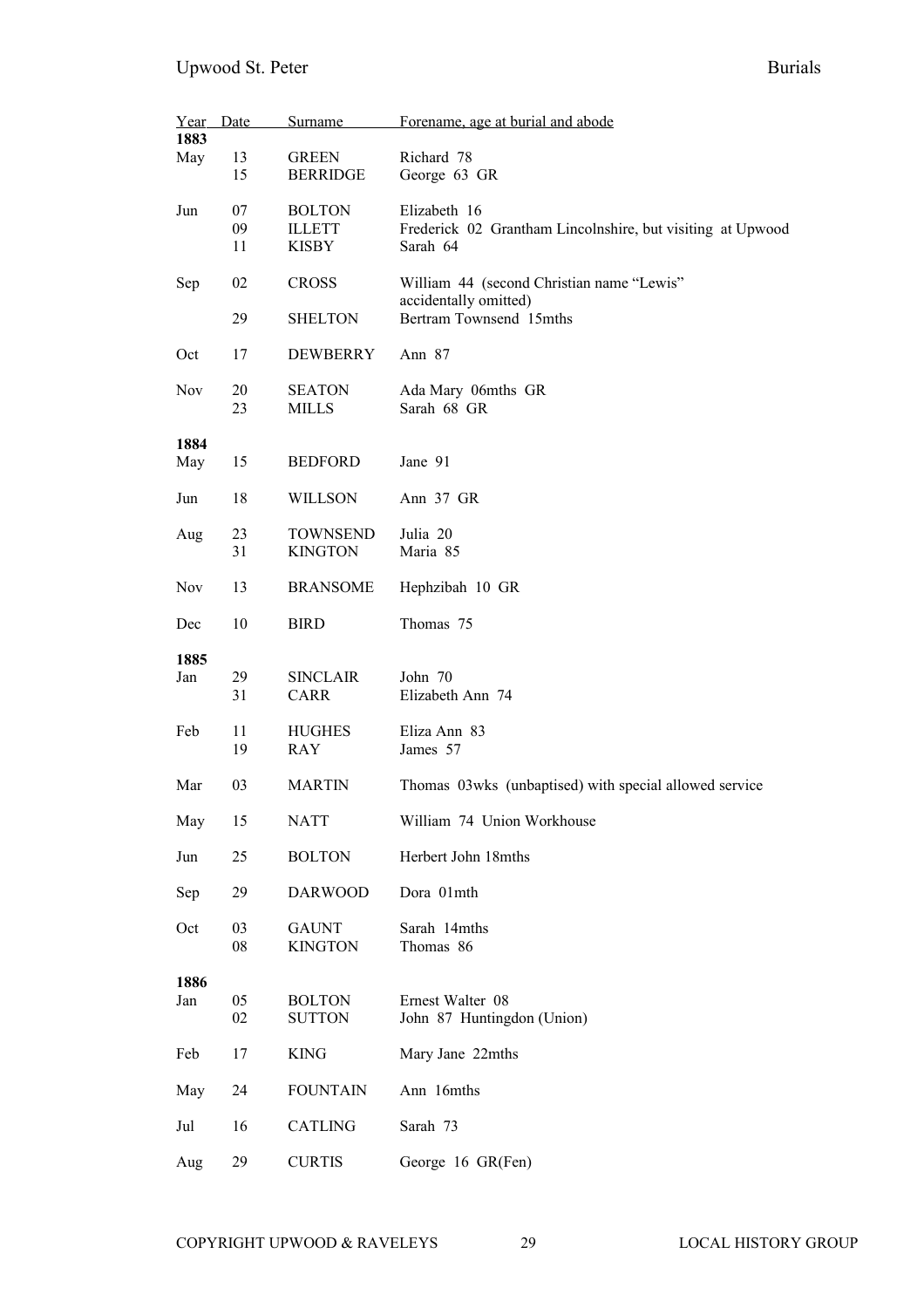| Year | Date | Surname | Forename, age at burial and abode |
|---|---|---|---|
| **1883** | | | |
| May | 13 | GREEN | Richard 78 |
| | 15 | BERRIDGE | George 63 GR |
| Jun | 07 | BOLTON | Elizabeth 16 |
| | 09 | ILLETT | Frederick 02 Grantham Lincolnshire, but visiting at Upwood |
| | 11 | KISBY | Sarah 64 |
| Sep | 02 | CROSS | William 44 (second Christian name "Lewis" accidentally omitted) |
| | 29 | SHELTON | Bertram Townsend 15mths |
| Oct | 17 | DEWBERRY | Ann 87 |
| Nov | 20 | SEATON | Ada Mary 06mths GR |
| | 23 | MILLS | Sarah 68 GR |
| **1884** | | | |
| May | 15 | BEDFORD | Jane 91 |
| Jun | 18 | WILLSON | Ann 37 GR |
| Aug | 23 | TOWNSEND | Julia 20 |
| | 31 | KINGTON | Maria 85 |
| Nov | 13 | BRANSOME | Hephzibah 10 GR |
| Dec | 10 | BIRD | Thomas 75 |
| **1885** | | | |
| Jan | 29 | SINCLAIR | John 70 |
| | 31 | CARR | Elizabeth Ann 74 |
| Feb | 11 | HUGHES | Eliza Ann 83 |
| | 19 | RAY | James 57 |
| Mar | 03 | MARTIN | Thomas 03wks (unbaptised) with special allowed service |
| May | 15 | NATT | William 74 Union Workhouse |
| Jun | 25 | BOLTON | Herbert John 18mths |
| Sep | 29 | DARWOOD | Dora 01mth |
| Oct | 03 | GAUNT | Sarah 14mths |
| | 08 | KINGTON | Thomas 86 |
| **1886** | | | |
| Jan | 05 | BOLTON | Ernest Walter 08 |
| | 02 | SUTTON | John 87 Huntingdon (Union) |
| Feb | 17 | KING | Mary Jane 22mths |
| May | 24 | FOUNTAIN | Ann 16mths |
| Jul | 16 | CATLING | Sarah 73 |
| Aug | 29 | CURTIS | George 16 GR(Fen) |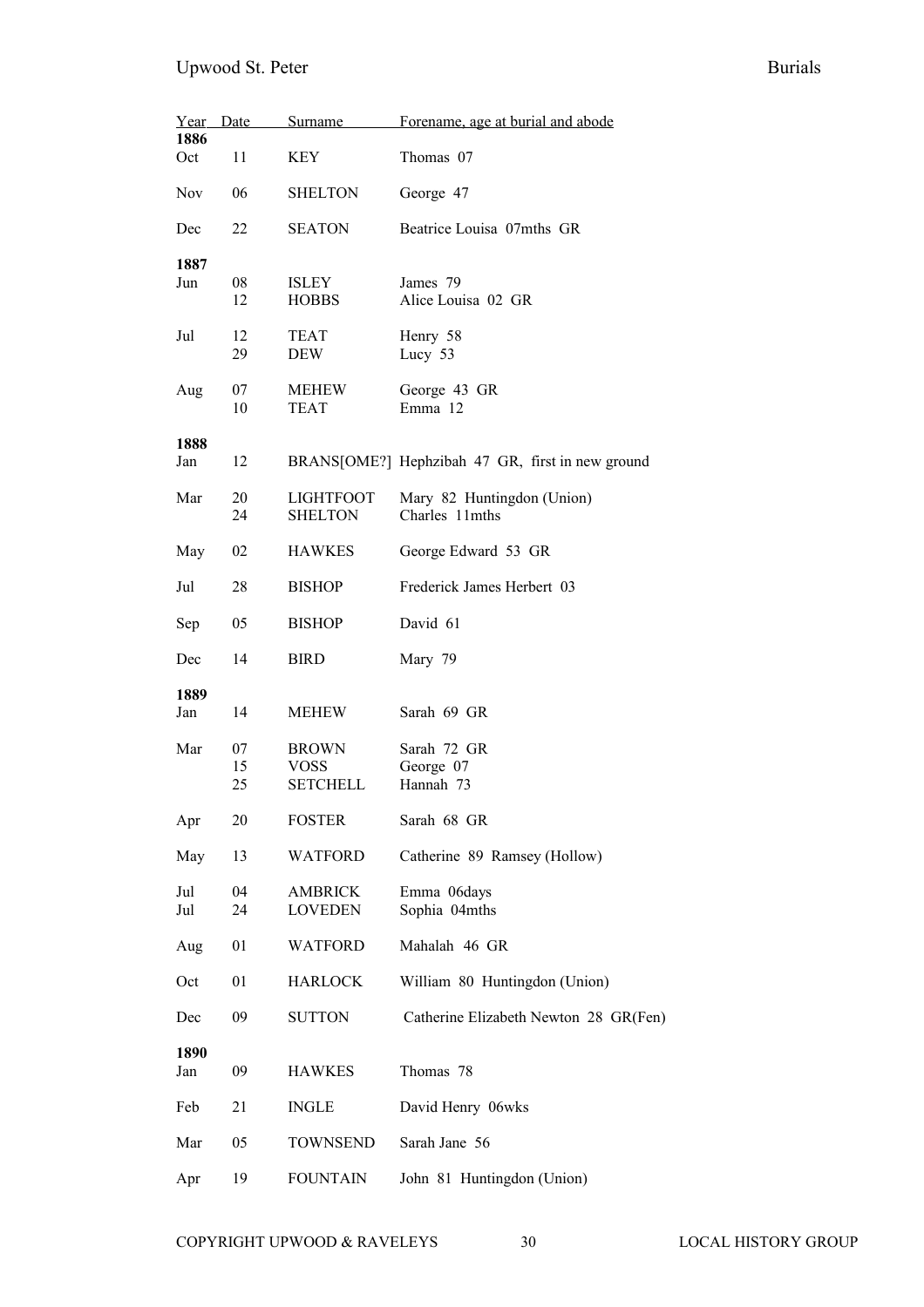| Year | Date | Surname | Forename, age at burial and abode |
|---|---|---|---|
| **1886** | | | |
| Oct | 11 | KEY | Thomas 07 |
| Nov | 06 | SHELTON | George 47 |
| Dec | 22 | SEATON | Beatrice Louisa 07mths GR |
| **1887** | | | |
| Jun | 08 | ISLEY | James 79 |
| | 12 | HOBBS | Alice Louisa 02 GR |
| Jul | 12 | TEAT | Henry 58 |
| | 29 | DEW | Lucy 53 |
| Aug | 07 | MEHEW | George 43 GR |
| | 10 | TEAT | Emma 12 |
| **1888** | | | |
| Jan | 12 | BRANS[OME?] | Hephzibah 47 GR, first in new ground |
| Mar | 20 | LIGHTFOOT | Mary 82 Huntingdon (Union) |
| | 24 | SHELTON | Charles 11mths |
| May | 02 | HAWKES | George Edward 53 GR |
| Jul | 28 | BISHOP | Frederick James Herbert 03 |
| Sep | 05 | BISHOP | David 61 |
| Dec | 14 | BIRD | Mary 79 |
| **1889** | | | |
| Jan | 14 | MEHEW | Sarah 69 GR |
| Mar | 07 | BROWN | Sarah 72 GR |
| | 15 | VOSS | George 07 |
| | 25 | SETCHELL | Hannah 73 |
| Apr | 20 | FOSTER | Sarah 68 GR |
| May | 13 | WATFORD | Catherine 89 Ramsey (Hollow) |
| Jul | 04 | AMBRICK | Emma 06days |
| Jul | 24 | LOVEDEN | Sophia 04mths |
| Aug | 01 | WATFORD | Mahalah 46 GR |
| Oct | 01 | HARLOCK | William 80 Huntingdon (Union) |
| Dec | 09 | SUTTON | Catherine Elizabeth Newton 28 GR(Fen) |
| **1890** | | | |
| Jan | 09 | HAWKES | Thomas 78 |
| Feb | 21 | INGLE | David Henry 06wks |
| Mar | 05 | TOWNSEND | Sarah Jane 56 |
| Apr | 19 | FOUNTAIN | John 81 Huntingdon (Union) |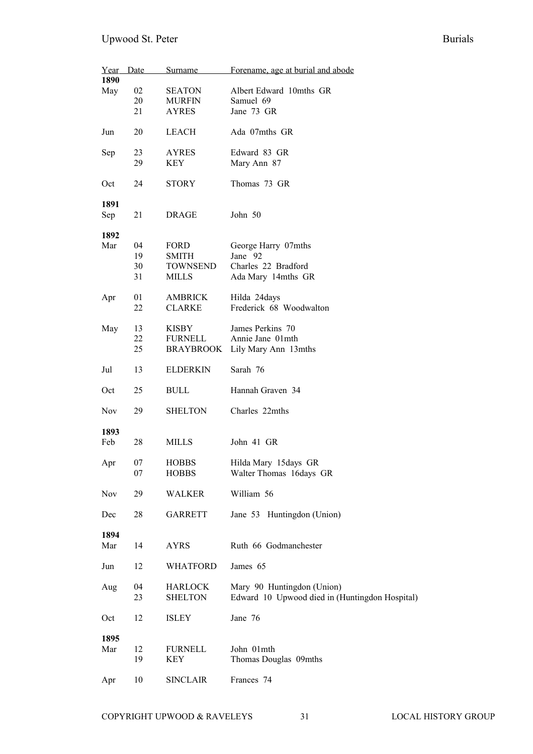| Year | Date | Surname | Forename, age at burial and abode |
|---|---|---|---|
| **1890** | | | |
| May | 02 | SEATON | Albert Edward 10mths GR |
| | 20 | MURFIN | Samuel 69 |
| | 21 | AYRES | Jane 73 GR |
| Jun | 20 | LEACH | Ada 07mths GR |
| Sep | 23 | AYRES | Edward 83 GR |
| | 29 | KEY | Mary Ann 87 |
| Oct | 24 | STORY | Thomas 73 GR |
| **1891** | | | |
| Sep | 21 | DRAGE | John 50 |
| **1892** | | | |
| Mar | 04 | FORD | George Harry 07mths |
| | 19 | SMITH | Jane 92 |
| | 30 | TOWNSEND | Charles 22 Bradford |
| | 31 | MILLS | Ada Mary 14mths GR |
| Apr | 01 | AMBRICK | Hilda 24days |
| | 22 | CLARKE | Frederick 68 Woodwalton |
| May | 13 | KISBY | James Perkins 70 |
| | 22 | FURNELL | Annie Jane 01mth |
| | 25 | BRAYBROOK | Lily Mary Ann 13mths |
| Jul | 13 | ELDERKIN | Sarah 76 |
| Oct | 25 | BULL | Hannah Graven 34 |
| Nov | 29 | SHELTON | Charles 22mths |
| **1893** | | | |
| Feb | 28 | MILLS | John 41 GR |
| Apr | 07 | HOBBS | Hilda Mary 15days GR |
| | 07 | HOBBS | Walter Thomas 16days GR |
| Nov | 29 | WALKER | William 56 |
| Dec | 28 | GARRETT | Jane 53 Huntingdon (Union) |
| **1894** | | | |
| Mar | 14 | AYRS | Ruth 66 Godmanchester |
| Jun | 12 | WHATFORD | James 65 |
| Aug | 04 | HARLOCK | Mary 90 Huntingdon (Union) |
| | 23 | SHELTON | Edward 10 Upwood died in (Huntingdon Hospital) |
| Oct | 12 | ISLEY | Jane 76 |
| **1895** | | | |
| Mar | 12 | FURNELL | John 01mth |
| | 19 | KEY | Thomas Douglas 09mths |
| Apr | 10 | SINCLAIR | Frances 74 |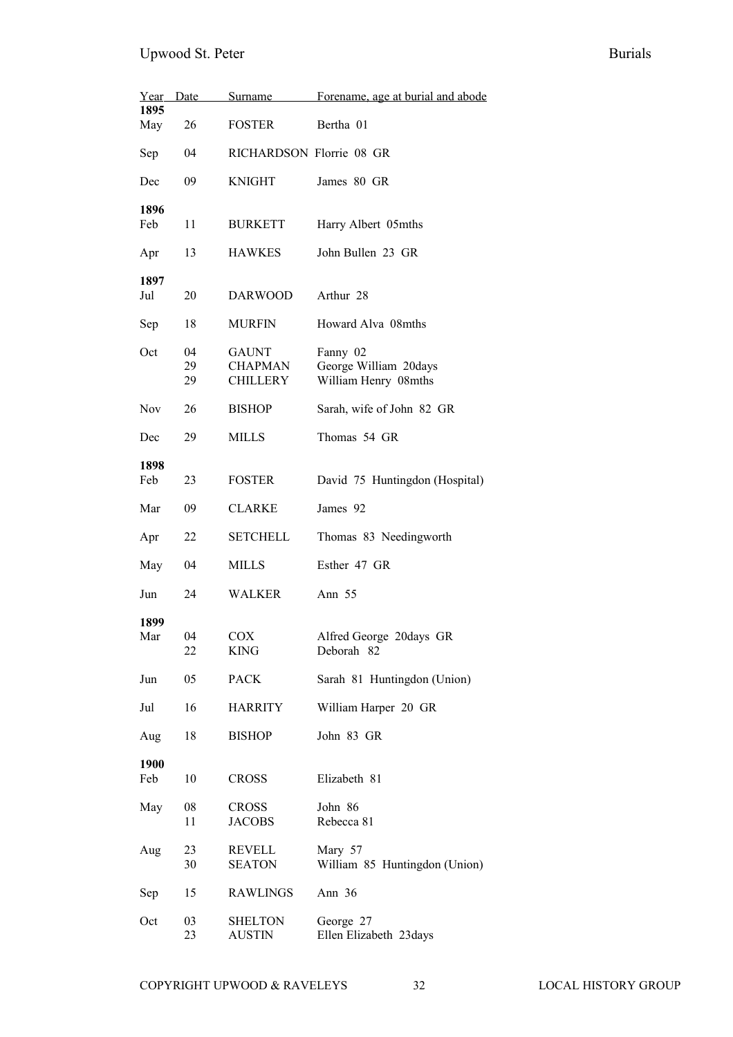| Year | Date | Surname | Forename, age at burial and abode |
|---|---|---|---|
| **1895** | | | |
| May | 26 | FOSTER | Bertha 01 |
| Sep | 04 | RICHARDSON | Florrie 08 GR |
| Dec | 09 | KNIGHT | James 80 GR |
| **1896** | | | |
| Feb | 11 | BURKETT | Harry Albert 05mths |
| Apr | 13 | HAWKES | John Bullen 23 GR |
| **1897** | | | |
| Jul | 20 | DARWOOD | Arthur 28 |
| Sep | 18 | MURFIN | Howard Alva 08mths |
| Oct | 04 | GAUNT | Fanny 02 |
| | 29 | CHAPMAN | George William 20days |
| | 29 | CHILLERY | William Henry 08mths |
| Nov | 26 | BISHOP | Sarah, wife of John 82 GR |
| Dec | 29 | MILLS | Thomas 54 GR |
| **1898** | | | |
| Feb | 23 | FOSTER | David 75 Huntingdon (Hospital) |
| Mar | 09 | CLARKE | James 92 |
| Apr | 22 | SETCHELL | Thomas 83 Needingworth |
| May | 04 | MILLS | Esther 47 GR |
| Jun | 24 | WALKER | Ann 55 |
| **1899** | | | |
| Mar | 04 | COX | Alfred George 20days GR |
| | 22 | KING | Deborah 82 |
| Jun | 05 | PACK | Sarah 81 Huntingdon (Union) |
| Jul | 16 | HARRITY | William Harper 20 GR |
| Aug | 18 | BISHOP | John 83 GR |
| **1900** | | | |
| Feb | 10 | CROSS | Elizabeth 81 |
| May | 08 | CROSS | John 86 |
| | 11 | JACOBS | Rebecca 81 |
| Aug | 23 | REVELL | Mary 57 |
| | 30 | SEATON | William 85 Huntingdon (Union) |
| Sep | 15 | RAWLINGS | Ann 36 |
| Oct | 03 | SHELTON | George 27 |
| | 23 | AUSTIN | Ellen Elizabeth 23days |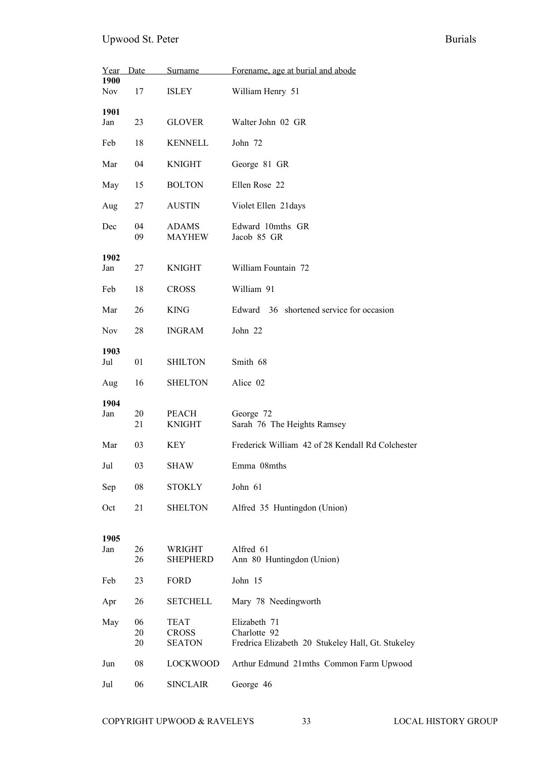| Year | Date | Surname | Forename, age at burial and abode |
|---|---|---|---|
| **1900** | | | |
| Nov | 17 | ISLEY | William Henry 51 |
| **1901** | | | |
| Jan | 23 | GLOVER | Walter John 02 GR |
| Feb | 18 | KENNELL | John 72 |
| Mar | 04 | KNIGHT | George 81 GR |
| May | 15 | BOLTON | Ellen Rose 22 |
| Aug | 27 | AUSTIN | Violet Ellen 21days |
| Dec | 04 | ADAMS | Edward 10mths GR |
| | 09 | MAYHEW | Jacob 85 GR |
| **1902** | | | |
| Jan | 27 | KNIGHT | William Fountain 72 |
| Feb | 18 | CROSS | William 91 |
| Mar | 26 | KING | Edward 36 shortened service for occasion |
| Nov | 28 | INGRAM | John 22 |
| **1903** | | | |
| Jul | 01 | SHILTON | Smith 68 |
| Aug | 16 | SHELTON | Alice 02 |
| **1904** | | | |
| Jan | 20 | PEACH | George 72 |
| | 21 | KNIGHT | Sarah 76 The Heights Ramsey |
| Mar | 03 | KEY | Frederick William 42 of 28 Kendall Rd Colchester |
| Jul | 03 | SHAW | Emma 08mths |
| Sep | 08 | STOKLY | John 61 |
| Oct | 21 | SHELTON | Alfred 35 Huntingdon (Union) |
| **1905** | | | |
| Jan | 26 | WRIGHT | Alfred 61 |
| | 26 | SHEPHERD | Ann 80 Huntingdon (Union) |
| Feb | 23 | FORD | John 15 |
| Apr | 26 | SETCHELL | Mary 78 Needingworth |
| May | 06 | TEAT | Elizabeth 71 |
| | 20 | CROSS | Charlotte 92 |
| | 20 | SEATON | Fredrica Elizabeth 20 Stukeley Hall, Gt. Stukeley |
| Jun | 08 | LOCKWOOD | Arthur Edmund 21mths Common Farm Upwood |
| Jul | 06 | SINCLAIR | George 46 |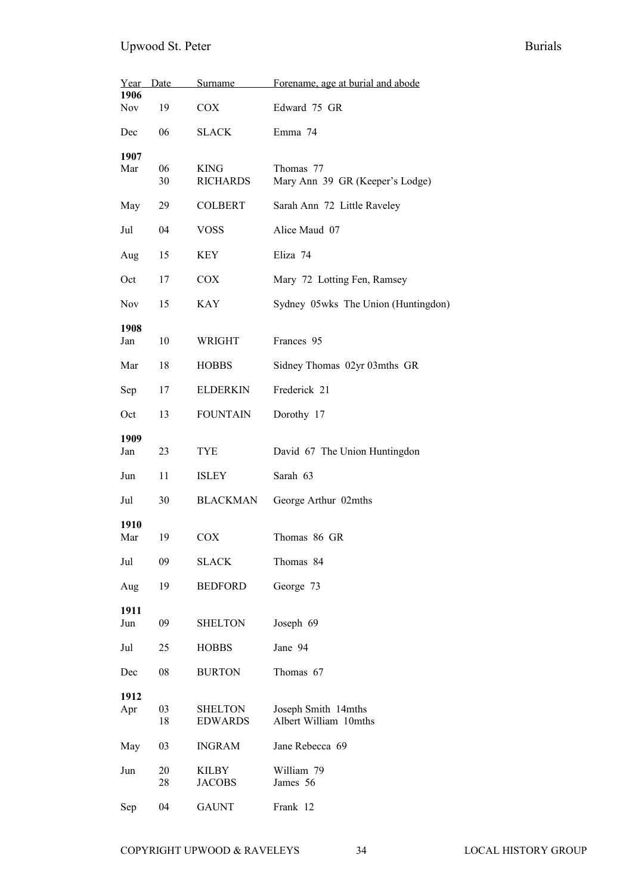| Year | Date | Surname | Forename, age at burial and abode |
|---|---|---|---|
| **1906** | | | |
| Nov | 19 | COX | Edward 75 GR |
| Dec | 06 | SLACK | Emma 74 |
| **1907** | | | |
| Mar | 06 | KING | Thomas 77 |
| | 30 | RICHARDS | Mary Ann 39 GR (Keeper's Lodge) |
| May | 29 | COLBERT | Sarah Ann 72 Little Raveley |
| Jul | 04 | VOSS | Alice Maud 07 |
| Aug | 15 | KEY | Eliza 74 |
| Oct | 17 | COX | Mary 72 Lotting Fen, Ramsey |
| Nov | 15 | KAY | Sydney 05wks The Union (Huntingdon) |
| **1908** | | | |
| Jan | 10 | WRIGHT | Frances 95 |
| Mar | 18 | HOBBS | Sidney Thomas 02yr 03mths GR |
| Sep | 17 | ELDERKIN | Frederick 21 |
| Oct | 13 | FOUNTAIN | Dorothy 17 |
| **1909** | | | |
| Jan | 23 | TYE | David 67 The Union Huntingdon |
| Jun | 11 | ISLEY | Sarah 63 |
| Jul | 30 | BLACKMAN | George Arthur 02mths |
| **1910** | | | |
| Mar | 19 | COX | Thomas 86 GR |
| Jul | 09 | SLACK | Thomas 84 |
| Aug | 19 | BEDFORD | George 73 |
| **1911** | | | |
| Jun | 09 | SHELTON | Joseph 69 |
| Jul | 25 | HOBBS | Jane 94 |
| Dec | 08 | BURTON | Thomas 67 |
| **1912** | | | |
| Apr | 03 | SHELTON | Joseph Smith 14mths |
| | 18 | EDWARDS | Albert William 10mths |
| May | 03 | INGRAM | Jane Rebecca 69 |
| Jun | 20 | KILBY | William 79 |
| | 28 | JACOBS | James 56 |
| Sep | 04 | GAUNT | Frank 12 |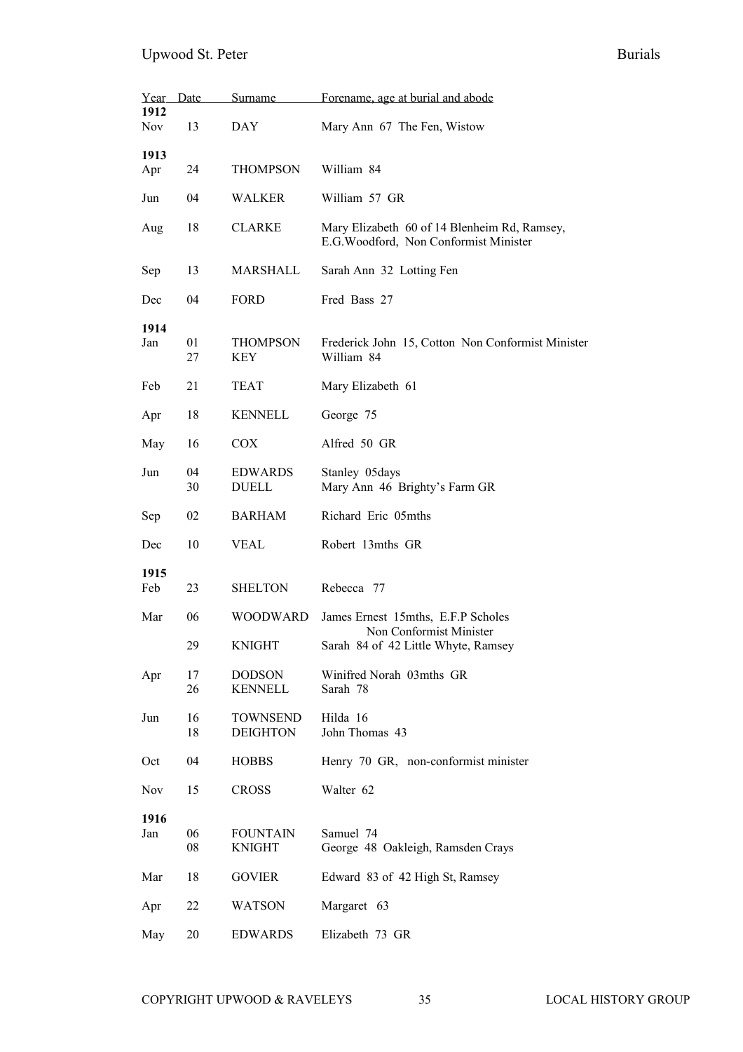| Year | Date | Surname | Forename, age at burial and abode |
|---|---|---|---|
| **1912** | | | |
| Nov | 13 | DAY | Mary Ann 67 The Fen, Wistow |
| **1913** | | | |
| Apr | 24 | THOMPSON | William 84 |
| Jun | 04 | WALKER | William 57 GR |
| Aug | 18 | CLARKE | Mary Elizabeth 60 of 14 Blenheim Rd, Ramsey, E.G.Woodford, Non Conformist Minister |
| Sep | 13 | MARSHALL | Sarah Ann 32 Lotting Fen |
| Dec | 04 | FORD | Fred Bass 27 |
| **1914** | | | |
| Jan | 01 | THOMPSON | Frederick John 15, Cotton Non Conformist Minister |
| | 27 | KEY | William 84 |
| Feb | 21 | TEAT | Mary Elizabeth 61 |
| Apr | 18 | KENNELL | George 75 |
| May | 16 | COX | Alfred 50 GR |
| Jun | 04 | EDWARDS | Stanley 05days |
| | 30 | DUELL | Mary Ann 46 Brighty's Farm GR |
| Sep | 02 | BARHAM | Richard Eric 05mths |
| Dec | 10 | VEAL | Robert 13mths GR |
| **1915** | | | |
| Feb | 23 | SHELTON | Rebecca 77 |
| Mar | 06 | WOODWARD | James Ernest 15mths, E.F.P Scholes Non Conformist Minister |
| | 29 | KNIGHT | Sarah 84 of 42 Little Whyte, Ramsey |
| Apr | 17 | DODSON | Winifred Norah 03mths GR |
| | 26 | KENNELL | Sarah 78 |
| Jun | 16 | TOWNSEND | Hilda 16 |
| | 18 | DEIGHTON | John Thomas 43 |
| Oct | 04 | HOBBS | Henry 70 GR, non-conformist minister |
| Nov | 15 | CROSS | Walter 62 |
| **1916** | | | |
| Jan | 06 | FOUNTAIN | Samuel 74 |
| | 08 | KNIGHT | George 48 Oakleigh, Ramsden Crays |
| Mar | 18 | GOVIER | Edward 83 of 42 High St, Ramsey |
| Apr | 22 | WATSON | Margaret 63 |
| May | 20 | EDWARDS | Elizabeth 73 GR |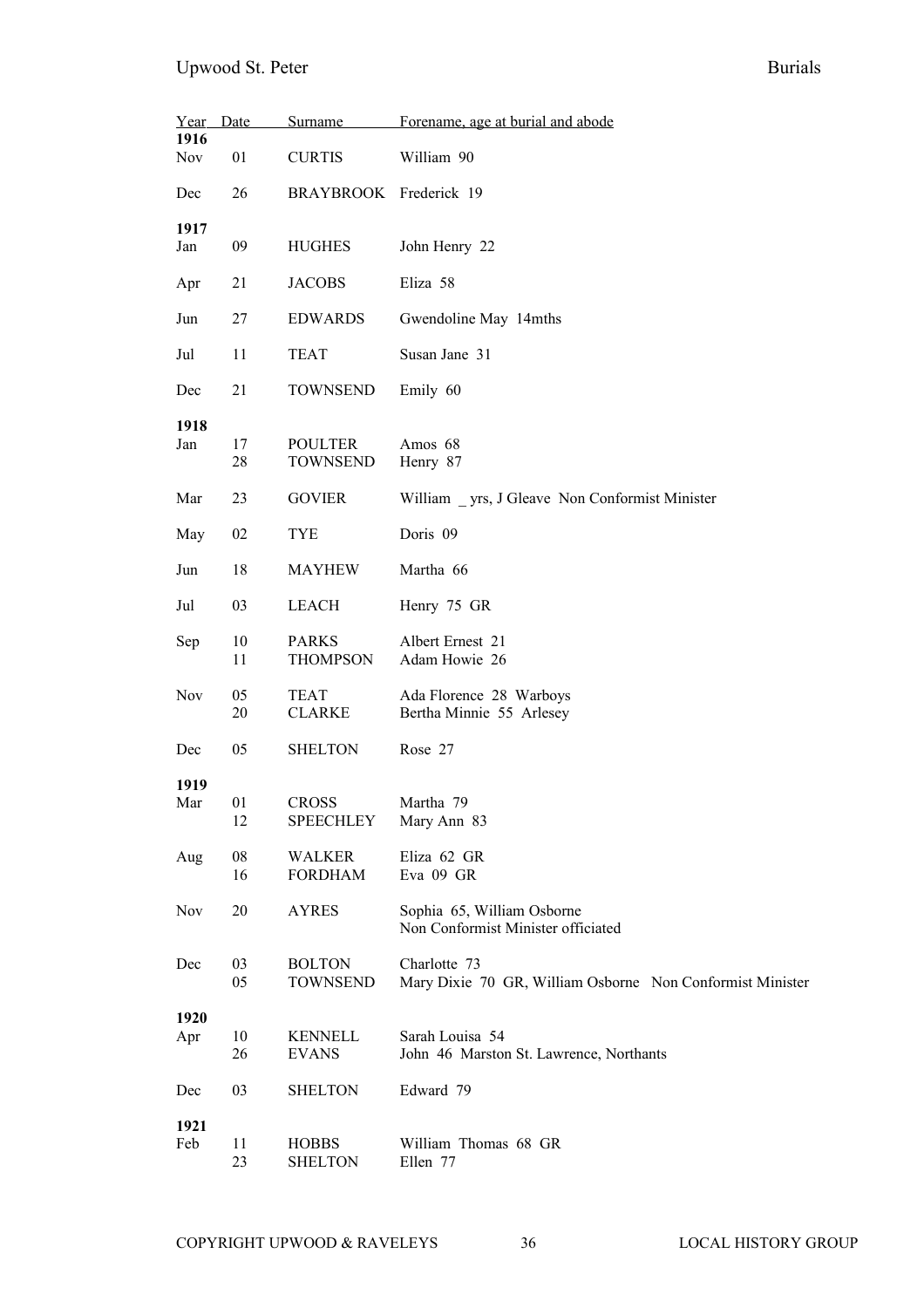| Year | Date | Surname | Forename, age at burial and abode |
|---|---|---|---|
| **1916** | | | |
| Nov | 01 | CURTIS | William 90 |
| Dec | 26 | BRAYBROOK | Frederick 19 |
| **1917** | | | |
| Jan | 09 | HUGHES | John Henry 22 |
| Apr | 21 | JACOBS | Eliza 58 |
| Jun | 27 | EDWARDS | Gwendoline May 14mths |
| Jul | 11 | TEAT | Susan Jane 31 |
| Dec | 21 | TOWNSEND | Emily 60 |
| **1918** | | | |
| Jan | 17 | POULTER | Amos 68 |
| | 28 | TOWNSEND | Henry 87 |
| Mar | 23 | GOVIER | William _ yrs, J Gleave Non Conformist Minister |
| May | 02 | TYE | Doris 09 |
| Jun | 18 | MAYHEW | Martha 66 |
| Jul | 03 | LEACH | Henry 75 GR |
| Sep | 10 | PARKS | Albert Ernest 21 |
| | 11 | THOMPSON | Adam Howie 26 |
| Nov | 05 | TEAT | Ada Florence 28 Warboys |
| | 20 | CLARKE | Bertha Minnie 55 Arlesey |
| Dec | 05 | SHELTON | Rose 27 |
| **1919** | | | |
| Mar | 01 | CROSS | Martha 79 |
| | 12 | SPEECHLEY | Mary Ann 83 |
| Aug | 08 | WALKER | Eliza 62 GR |
| | 16 | FORDHAM | Eva 09 GR |
| Nov | 20 | AYRES | Sophia 65, William Osborne Non Conformist Minister officiated |
| Dec | 03 | BOLTON | Charlotte 73 |
| | 05 | TOWNSEND | Mary Dixie 70 GR, William Osborne Non Conformist Minister |
| **1920** | | | |
| Apr | 10 | KENNELL | Sarah Louisa 54 |
| | 26 | EVANS | John 46 Marston St. Lawrence, Northants |
| Dec | 03 | SHELTON | Edward 79 |
| **1921** | | | |
| Feb | 11 | HOBBS | William Thomas 68 GR |
| | 23 | SHELTON | Ellen 77 |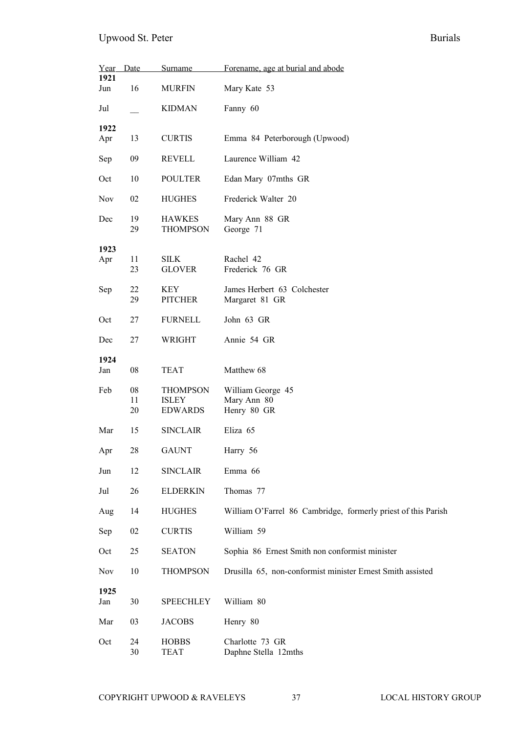| Year | Date | Surname | Forename, age at burial and abode |
|---|---|---|---|
| **1921** | | | |
| Jun | 16 | MURFIN | Mary Kate 53 |
| Jul | __ | KIDMAN | Fanny 60 |
| **1922** | | | |
| Apr | 13 | CURTIS | Emma 84 Peterborough (Upwood) |
| Sep | 09 | REVELL | Laurence William 42 |
| Oct | 10 | POULTER | Edan Mary 07mths GR |
| Nov | 02 | HUGHES | Frederick Walter 20 |
| Dec | 19 | HAWKES | Mary Ann 88 GR |
| | 29 | THOMPSON | George 71 |
| **1923** | | | |
| Apr | 11 | SILK | Rachel 42 |
| | 23 | GLOVER | Frederick 76 GR |
| Sep | 22 | KEY | James Herbert 63 Colchester |
| | 29 | PITCHER | Margaret 81 GR |
| Oct | 27 | FURNELL | John 63 GR |
| Dec | 27 | WRIGHT | Annie 54 GR |
| **1924** | | | |
| Jan | 08 | TEAT | Matthew 68 |
| Feb | 08 | THOMPSON | William George 45 |
| | 11 | ISLEY | Mary Ann 80 |
| | 20 | EDWARDS | Henry 80 GR |
| Mar | 15 | SINCLAIR | Eliza 65 |
| Apr | 28 | GAUNT | Harry 56 |
| Jun | 12 | SINCLAIR | Emma 66 |
| Jul | 26 | ELDERKIN | Thomas 77 |
| Aug | 14 | HUGHES | William O'Farrel 86 Cambridge, formerly priest of this Parish |
| Sep | 02 | CURTIS | William 59 |
| Oct | 25 | SEATON | Sophia 86 Ernest Smith non conformist minister |
| Nov | 10 | THOMPSON | Drusilla 65, non-conformist minister Ernest Smith assisted |
| **1925** | | | |
| Jan | 30 | SPEECHLEY | William 80 |
| Mar | 03 | JACOBS | Henry 80 |
| Oct | 24 | HOBBS | Charlotte 73 GR |
| | 30 | TEAT | Daphne Stella 12mths |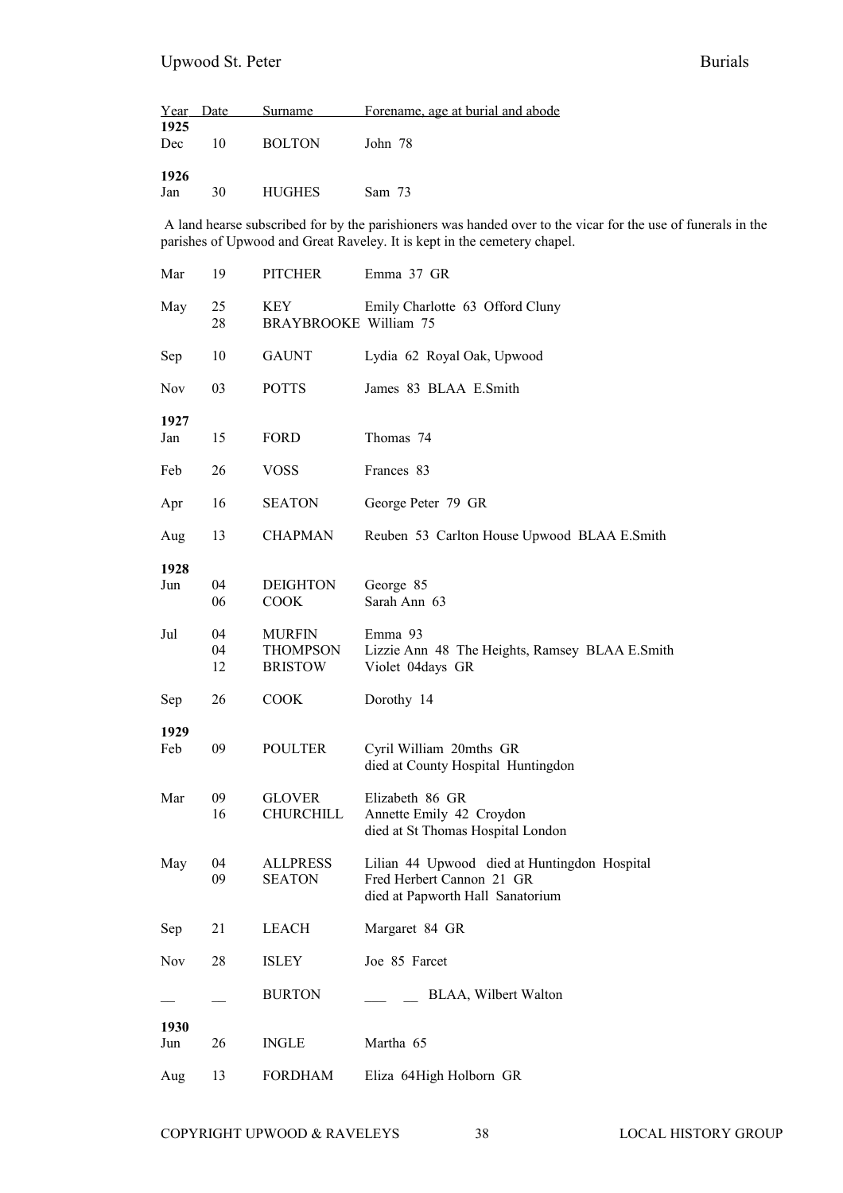| Year | Date | Surname | Forename, age at burial and abode |
|---|---|---|---|
| **1925** | | | |
| Dec | 10 | BOLTON | John 78 |
| **1926** | | | |
| Jan | 30 | HUGHES | Sam 73 |

A land hearse subscribed for by the parishioners was handed over to the vicar for the use of funerals in the parishes of Upwood and Great Raveley. It is kept in the cemetery chapel.

| Year | Date | Surname | Forename, age at burial and abode |
|---|---|---|---|
| Mar | 19 | PITCHER | Emma 37 GR |
| May | 25 | KEY | Emily Charlotte 63 Offord Cluny |
| | 28 | BRAYBROOKE | William 75 |
| Sep | 10 | GAUNT | Lydia 62 Royal Oak, Upwood |
| Nov | 03 | POTTS | James 83 BLAA E.Smith |
| **1927** | | | |
| Jan | 15 | FORD | Thomas 74 |
| Feb | 26 | VOSS | Frances 83 |
| Apr | 16 | SEATON | George Peter 79 GR |
| Aug | 13 | CHAPMAN | Reuben 53 Carlton House Upwood BLAA E.Smith |
| **1928** | | | |
| Jun | 04 | DEIGHTON | George 85 |
| | 06 | COOK | Sarah Ann 63 |
| Jul | 04 | MURFIN | Emma 93 |
| | 04 | THOMPSON | Lizzie Ann 48 The Heights, Ramsey BLAA E.Smith |
| | 12 | BRISTOW | Violet 04days GR |
| Sep | 26 | COOK | Dorothy 14 |
| **1929** | | | |
| Feb | 09 | POULTER | Cyril William 20mths GR died at County Hospital Huntingdon |
| Mar | 09 | GLOVER | Elizabeth 86 GR |
| | 16 | CHURCHILL | Annette Emily 42 Croydon died at St Thomas Hospital London |
| May | 04 | ALLPRESS | Lilian 44 Upwood died at Huntingdon Hospital |
| | 09 | SEATON | Fred Herbert Cannon 21 GR died at Papworth Hall Sanatorium |
| Sep | 21 | LEACH | Margaret 84 GR |
| Nov | 28 | ISLEY | Joe 85 Farcet |
| __ | __ | BURTON | ___ __ BLAA, Wilbert Walton |
| **1930** | | | |
| Jun | 26 | INGLE | Martha 65 |
| Aug | 13 | FORDHAM | Eliza 64High Holborn GR |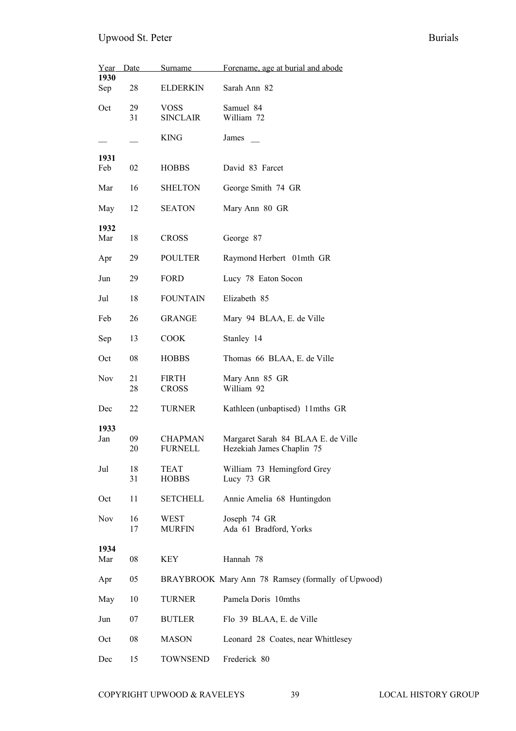| Year | Date | Surname | Forename, age at burial and abode |
|---|---|---|---|
| **1930** | | | |
| Sep | 28 | ELDERKIN | Sarah Ann 82 |
| Oct | 29 | VOSS | Samuel 84 |
| | 31 | SINCLAIR | William 72 |
| __ | __ | KING | James __ |
| **1931** | | | |
| Feb | 02 | HOBBS | David 83 Farcet |
| Mar | 16 | SHELTON | George Smith 74 GR |
| May | 12 | SEATON | Mary Ann 80 GR |
| **1932** | | | |
| Mar | 18 | CROSS | George 87 |
| Apr | 29 | POULTER | Raymond Herbert 01mth GR |
| Jun | 29 | FORD | Lucy 78 Eaton Socon |
| Jul | 18 | FOUNTAIN | Elizabeth 85 |
| Feb | 26 | GRANGE | Mary 94 BLAA, E. de Ville |
| Sep | 13 | COOK | Stanley 14 |
| Oct | 08 | HOBBS | Thomas 66 BLAA, E. de Ville |
| Nov | 21 | FIRTH | Mary Ann 85 GR |
| | 28 | CROSS | William 92 |
| Dec | 22 | TURNER | Kathleen (unbaptised) 11mths GR |
| **1933** | | | |
| Jan | 09 | CHAPMAN | Margaret Sarah 84 BLAA E. de Ville |
| | 20 | FURNELL | Hezekiah James Chaplin 75 |
| Jul | 18 | TEAT | William 73 Hemingford Grey |
| | 31 | HOBBS | Lucy 73 GR |
| Oct | 11 | SETCHELL | Annie Amelia 68 Huntingdon |
| Nov | 16 | WEST | Joseph 74 GR |
| | 17 | MURFIN | Ada 61 Bradford, Yorks |
| **1934** | | | |
| Mar | 08 | KEY | Hannah 78 |
| Apr | 05 | BRAYBROOK | Mary Ann 78 Ramsey (formally of Upwood) |
| May | 10 | TURNER | Pamela Doris 10mths |
| Jun | 07 | BUTLER | Flo 39 BLAA, E. de Ville |
| Oct | 08 | MASON | Leonard 28 Coates, near Whittlesey |
| Dec | 15 | TOWNSEND | Frederick 80 |

COPYRIGHT UPWOOD & RAVELEYS LOCAL HISTORY GROUP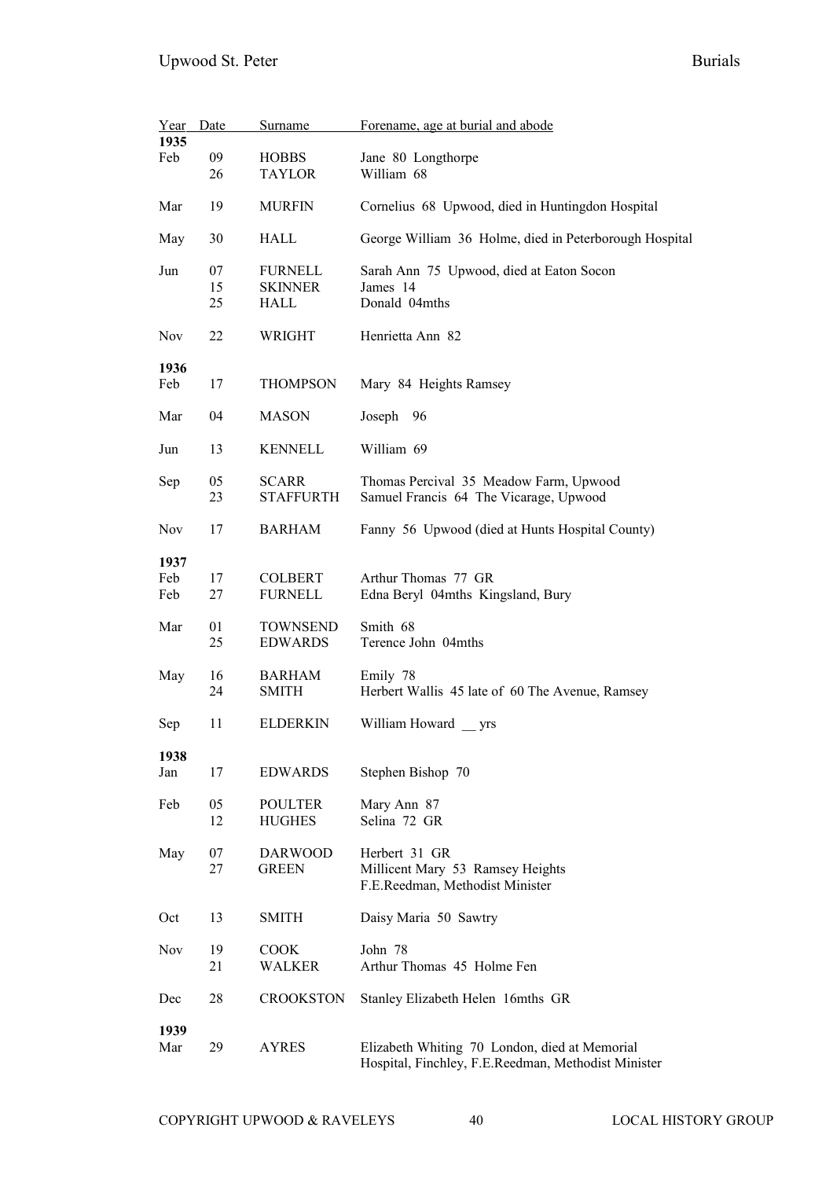| Year | Date | Surname | Forename, age at burial and abode |
|---|---|---|---|
| **1935** | | | |
| Feb | 09 | HOBBS | Jane 80 Longthorpe |
| | 26 | TAYLOR | William 68 |
| Mar | 19 | MURFIN | Cornelius 68 Upwood, died in Huntingdon Hospital |
| May | 30 | HALL | George William 36 Holme, died in Peterborough Hospital |
| Jun | 07 | FURNELL | Sarah Ann 75 Upwood, died at Eaton Socon |
| | 15 | SKINNER | James 14 |
| | 25 | HALL | Donald 04mths |
| Nov | 22 | WRIGHT | Henrietta Ann 82 |
| **1936** | | | |
| Feb | 17 | THOMPSON | Mary 84 Heights Ramsey |
| Mar | 04 | MASON | Joseph 96 |
| Jun | 13 | KENNELL | William 69 |
| Sep | 05 | SCARR | Thomas Percival 35 Meadow Farm, Upwood |
| | 23 | STAFFURTH | Samuel Francis 64 The Vicarage, Upwood |
| Nov | 17 | BARHAM | Fanny 56 Upwood (died at Hunts Hospital County) |
| **1937** | | | |
| Feb | 17 | COLBERT | Arthur Thomas 77 GR |
| Feb | 27 | FURNELL | Edna Beryl 04mths Kingsland, Bury |
| Mar | 01 | TOWNSEND | Smith 68 |
| | 25 | EDWARDS | Terence John 04mths |
| May | 16 | BARHAM | Emily 78 |
| | 24 | SMITH | Herbert Wallis 45 late of 60 The Avenue, Ramsey |
| Sep | 11 | ELDERKIN | William Howard __ yrs |
| **1938** | | | |
| Jan | 17 | EDWARDS | Stephen Bishop 70 |
| Feb | 05 | POULTER | Mary Ann 87 |
| | 12 | HUGHES | Selina 72 GR |
| May | 07 | DARWOOD | Herbert 31 GR |
| | 27 | GREEN | Millicent Mary 53 Ramsey Heights F.E.Reedman, Methodist Minister |
| Oct | 13 | SMITH | Daisy Maria 50 Sawtry |
| Nov | 19 | COOK | John 78 |
| | 21 | WALKER | Arthur Thomas 45 Holme Fen |
| Dec | 28 | CROOKSTON | Stanley Elizabeth Helen 16mths GR |
| **1939** | | | |
| Mar | 29 | AYRES | Elizabeth Whiting 70 London, died at Memorial Hospital, Finchley, F.E.Reedman, Methodist Minister |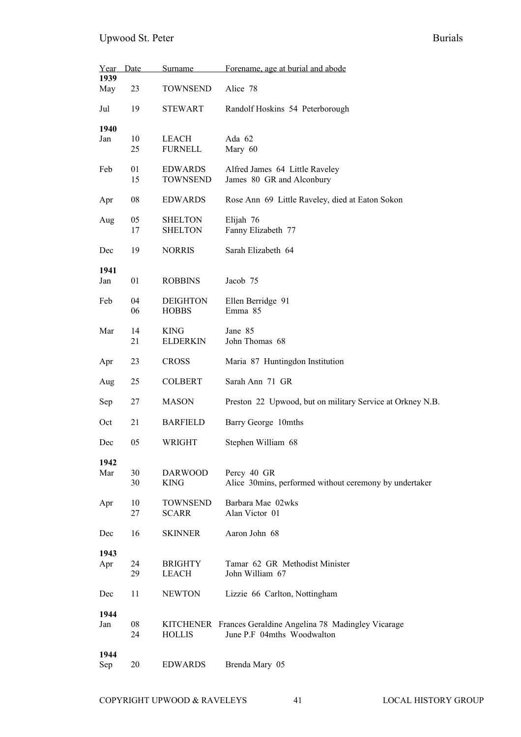| Year | Date | Surname | Forename, age at burial and abode |
|---|---|---|---|
| **1939** | | | |
| May | 23 | TOWNSEND | Alice 78 |
| Jul | 19 | STEWART | Randolf Hoskins 54 Peterborough |
| **1940** | | | |
| Jan | 10 | LEACH | Ada 62 |
| | 25 | FURNELL | Mary 60 |
| Feb | 01 | EDWARDS | Alfred James 64 Little Raveley |
| | 15 | TOWNSEND | James 80 GR and Alconbury |
| Apr | 08 | EDWARDS | Rose Ann 69 Little Raveley, died at Eaton Sokon |
| Aug | 05 | SHELTON | Elijah 76 |
| | 17 | SHELTON | Fanny Elizabeth 77 |
| Dec | 19 | NORRIS | Sarah Elizabeth 64 |
| **1941** | | | |
| Jan | 01 | ROBBINS | Jacob 75 |
| Feb | 04 | DEIGHTON | Ellen Berridge 91 |
| | 06 | HOBBS | Emma 85 |
| Mar | 14 | KING | Jane 85 |
| | 21 | ELDERKIN | John Thomas 68 |
| Apr | 23 | CROSS | Maria 87 Huntingdon Institution |
| Aug | 25 | COLBERT | Sarah Ann 71 GR |
| Sep | 27 | MASON | Preston 22 Upwood, but on military Service at Orkney N.B. |
| Oct | 21 | BARFIELD | Barry George 10mths |
| Dec | 05 | WRIGHT | Stephen William 68 |
| **1942** | | | |
| Mar | 30 | DARWOOD | Percy 40 GR |
| | 30 | KING | Alice 30mins, performed without ceremony by undertaker |
| Apr | 10 | TOWNSEND | Barbara Mae 02wks |
| | 27 | SCARR | Alan Victor 01 |
| Dec | 16 | SKINNER | Aaron John 68 |
| **1943** | | | |
| Apr | 24 | BRIGHTY | Tamar 62 GR Methodist Minister |
| | 29 | LEACH | John William 67 |
| Dec | 11 | NEWTON | Lizzie 66 Carlton, Nottingham |
| **1944** | | | |
| Jan | 08 | KITCHENER | Frances Geraldine Angelina 78 Madingley Vicarage |
| | 24 | HOLLIS | June P.F 04mths Woodwalton |
| **1944** | | | |
| Sep | 20 | EDWARDS | Brenda Mary 05 |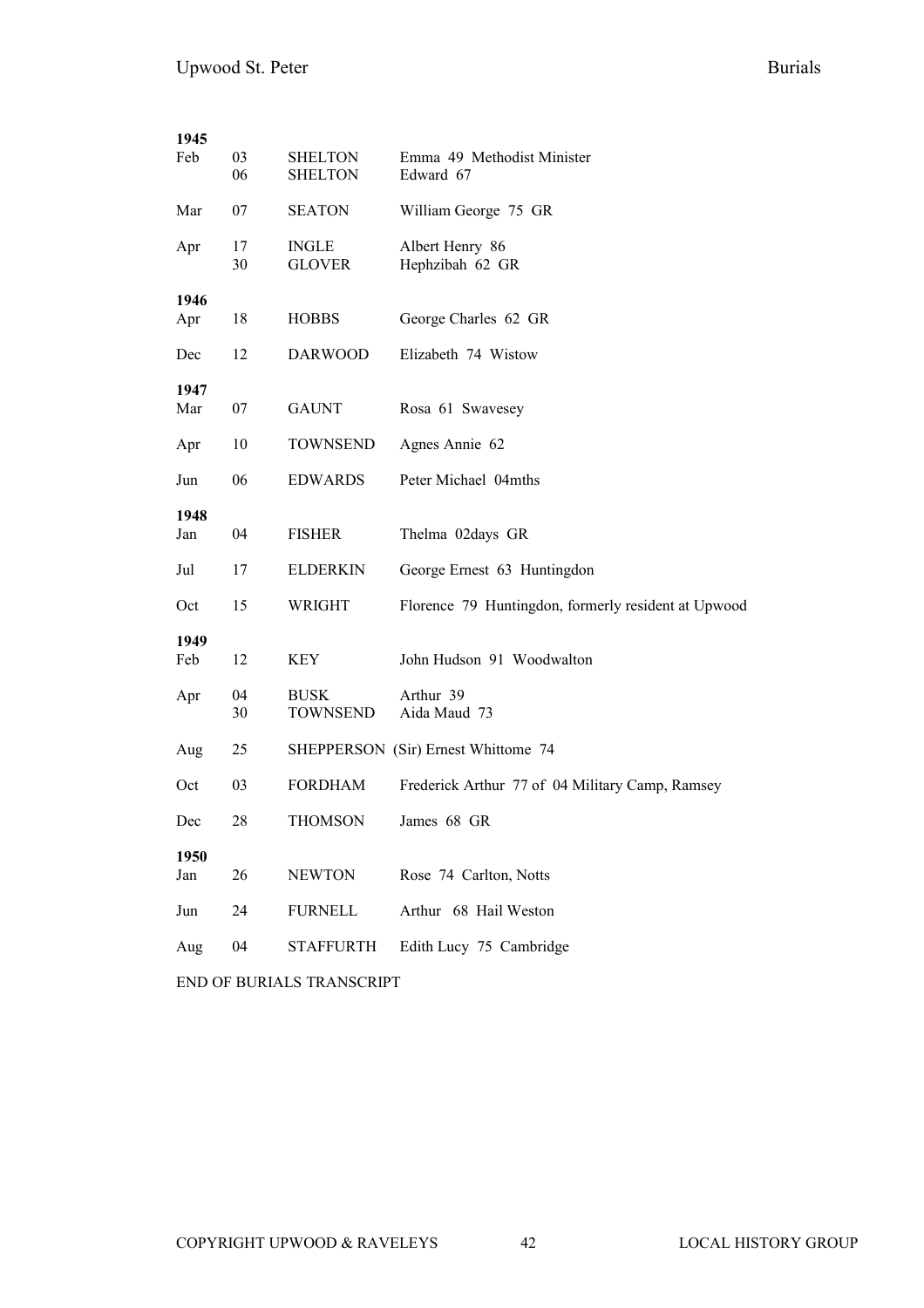**1945**

| | | | |
|---|---|---|---|
| Feb | 03 | SHELTON | Emma 49 Methodist Minister |
| | 06 | SHELTON | Edward 67 |
| Mar | 07 | SEATON | William George 75 GR |
| Apr | 17 | INGLE | Albert Henry 86 |
| | 30 | GLOVER | Hephzibah 62 GR |

**1946**

| | | | |
|---|---|---|---|
| Apr | 18 | HOBBS | George Charles 62 GR |
| Dec | 12 | DARWOOD | Elizabeth 74 Wistow |

**1947**

| | | | |
|---|---|---|---|
| Mar | 07 | GAUNT | Rosa 61 Swavesey |
| Apr | 10 | TOWNSEND | Agnes Annie 62 |
| Jun | 06 | EDWARDS | Peter Michael 04mths |

**1948**

| | | | |
|---|---|---|---|
| Jan | 04 | FISHER | Thelma 02days GR |
| Jul | 17 | ELDERKIN | George Ernest 63 Huntingdon |
| Oct | 15 | WRIGHT | Florence 79 Huntingdon, formerly resident at Upwood |

**1949**

| | | | |
|---|---|---|---|
| Feb | 12 | KEY | John Hudson 91 Woodwalton |
| Apr | 04 | BUSK | Arthur 39 |
| | 30 | TOWNSEND | Aida Maud 73 |
| Aug | 25 | SHEPPERSON | (Sir) Ernest Whittome 74 |
| Oct | 03 | FORDHAM | Frederick Arthur 77 of 04 Military Camp, Ramsey |
| Dec | 28 | THOMSON | James 68 GR |

**1950**

| | | | |
|---|---|---|---|
| Jan | 26 | NEWTON | Rose 74 Carlton, Notts |
| Jun | 24 | FURNELL | Arthur 68 Hail Weston |
| Aug | 04 | STAFFURTH | Edith Lucy 75 Cambridge |

END OF BURIALS TRANSCRIPT